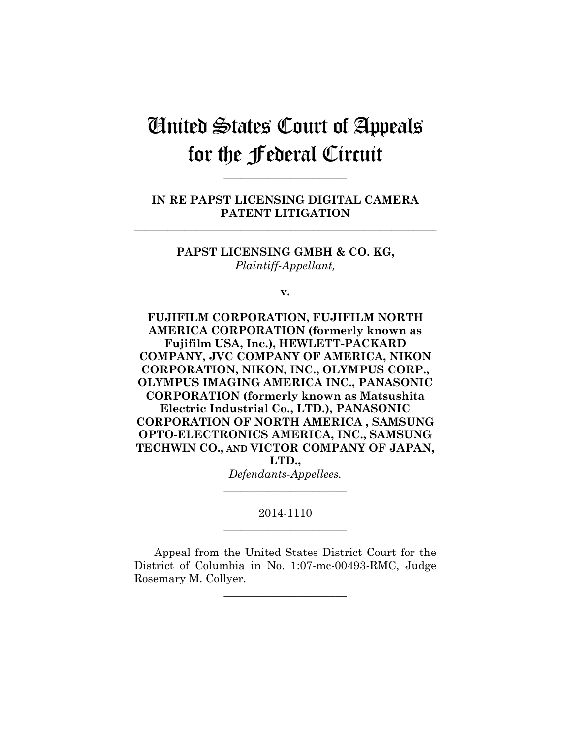# United States Court of Appeals for the Federal Circuit

---

**IN RE PAPST LICENSING DIGITAL CAMERA PATENT LITIGATION**

---

**PAPST LICENSING GMBH & CO. KG,**
*Plaintiff-Appellant,*

**v.**

**FUJIFILM CORPORATION, FUJIFILM NORTH AMERICA CORPORATION (formerly known as Fujifilm USA, Inc.), HEWLETT-PACKARD COMPANY, JVC COMPANY OF AMERICA, NIKON CORPORATION, NIKON, INC., OLYMPUS CORP., OLYMPUS IMAGING AMERICA INC., PANASONIC CORPORATION (formerly known as Matsushita Electric Industrial Co., LTD.), PANASONIC CORPORATION OF NORTH AMERICA , SAMSUNG OPTO-ELECTRONICS AMERICA, INC., SAMSUNG TECHWIN CO., AND VICTOR COMPANY OF JAPAN, LTD.,**
*Defendants-Appellees.*

---

2014-1110

---

Appeal from the United States District Court for the District of Columbia in No. 1:07-mc-00493-RMC, Judge Rosemary M. Collyer.

---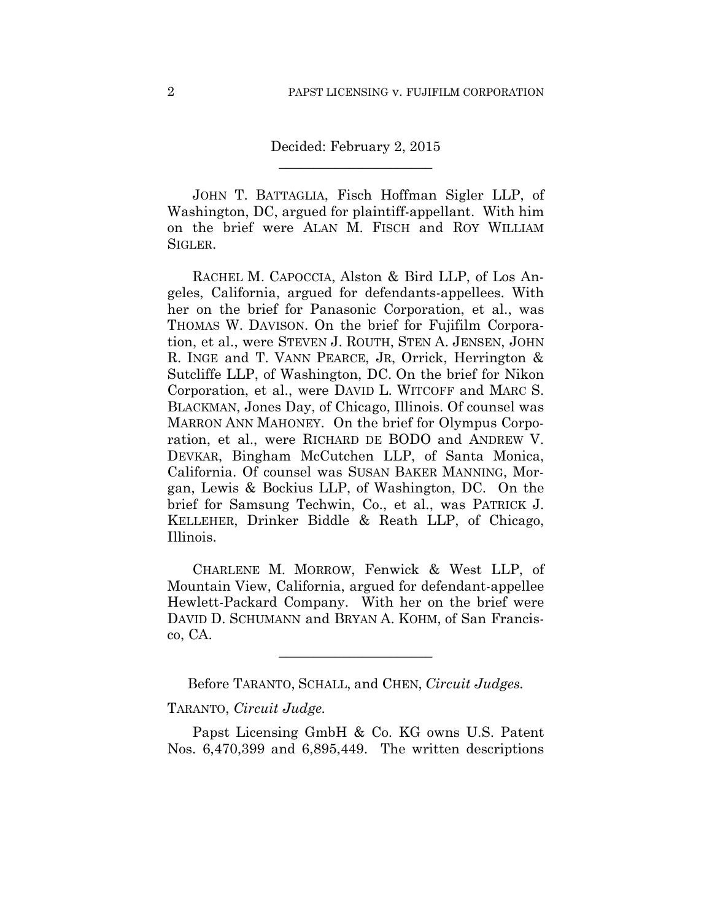Decided: February 2, 2015

---

JOHN T. BATTAGLIA, Fisch Hoffman Sigler LLP, of Washington, DC, argued for plaintiff-appellant. With him on the brief were ALAN M. FISCH and ROY WILLIAM SIGLER.

RACHEL M. CAPOCCIA, Alston & Bird LLP, of Los Angeles, California, argued for defendants-appellees. With her on the brief for Panasonic Corporation, et al., was THOMAS W. DAVISON. On the brief for Fujifilm Corporation, et al., were STEVEN J. ROUTH, STEN A. JENSEN, JOHN R. INGE and T. VANN PEARCE, JR, Orrick, Herrington & Sutcliffe LLP, of Washington, DC. On the brief for Nikon Corporation, et al., were DAVID L. WITCOFF and MARC S. BLACKMAN, Jones Day, of Chicago, Illinois. Of counsel was MARRON ANN MAHONEY. On the brief for Olympus Corporation, et al., were RICHARD DE BODO and ANDREW V. DEVKAR, Bingham McCutchen LLP, of Santa Monica, California. Of counsel was SUSAN BAKER MANNING, Morgan, Lewis & Bockius LLP, of Washington, DC. On the brief for Samsung Techwin, Co., et al., was PATRICK J. KELLEHER, Drinker Biddle & Reath LLP, of Chicago, Illinois.

CHARLENE M. MORROW, Fenwick & West LLP, of Mountain View, California, argued for defendant-appellee Hewlett-Packard Company. With her on the brief were DAVID D. SCHUMANN and BRYAN A. KOHM, of San Francisco, CA.

---

Before TARANTO, SCHALL, and CHEN, *Circuit Judges.*

TARANTO, *Circuit Judge.*

Papst Licensing GmbH & Co. KG owns U.S. Patent Nos. 6,470,399 and 6,895,449. The written descriptions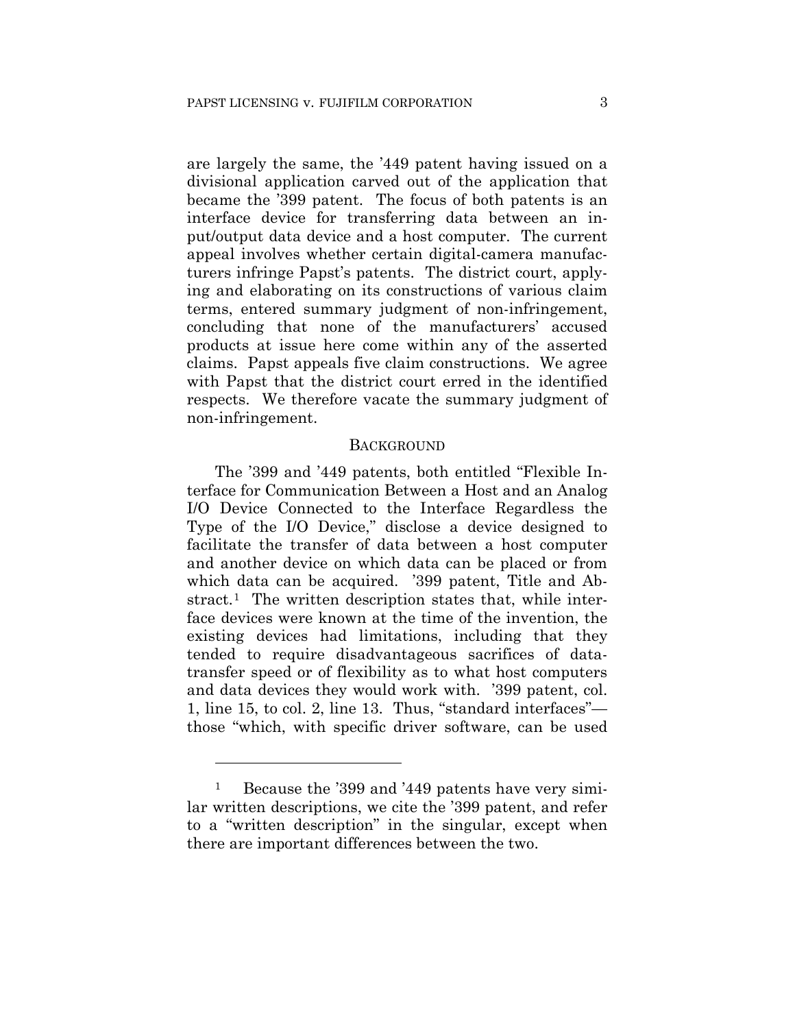are largely the same, the '449 patent having issued on a divisional application carved out of the application that became the '399 patent. The focus of both patents is an interface device for transferring data between an input/output data device and a host computer. The current appeal involves whether certain digital-camera manufacturers infringe Papst's patents. The district court, applying and elaborating on its constructions of various claim terms, entered summary judgment of non-infringement, concluding that none of the manufacturers' accused products at issue here come within any of the asserted claims. Papst appeals five claim constructions. We agree with Papst that the district court erred in the identified respects. We therefore vacate the summary judgment of non-infringement.

## BACKGROUND

The '399 and '449 patents, both entitled "Flexible Interface for Communication Between a Host and an Analog I/O Device Connected to the Interface Regardless the Type of the I/O Device," disclose a device designed to facilitate the transfer of data between a host computer and another device on which data can be placed or from which data can be acquired. '399 patent, Title and Abstract.[1] The written description states that, while interface devices were known at the time of the invention, the existing devices had limitations, including that they tended to require disadvantageous sacrifices of data-transfer speed or of flexibility as to what host computers and data devices they would work with. '399 patent, col. 1, line 15, to col. 2, line 13. Thus, "standard interfaces"—those "which, with specific driver software, can be used

---

[1] Because the '399 and '449 patents have very similar written descriptions, we cite the '399 patent, and refer to a "written description" in the singular, except when there are important differences between the two.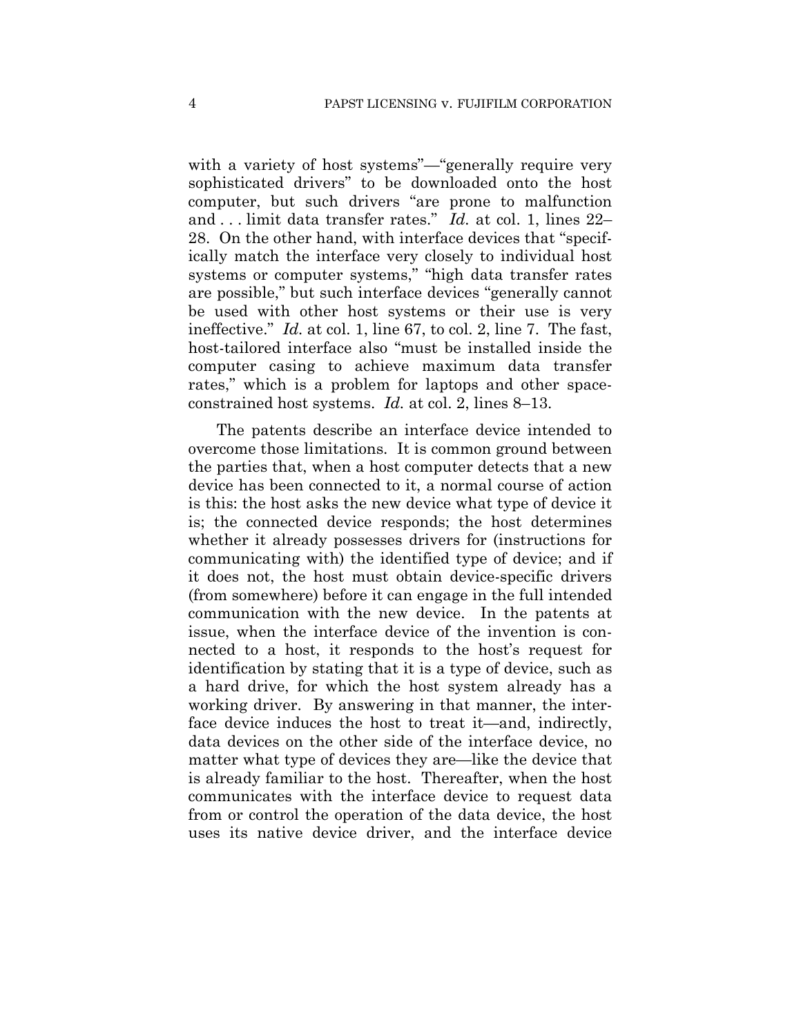with a variety of host systems"—"generally require very sophisticated drivers" to be downloaded onto the host computer, but such drivers "are prone to malfunction and . . . limit data transfer rates." *Id.* at col. 1, lines 22–28. On the other hand, with interface devices that "specifically match the interface very closely to individual host systems or computer systems," "high data transfer rates are possible," but such interface devices "generally cannot be used with other host systems or their use is very ineffective." *Id.* at col. 1, line 67, to col. 2, line 7. The fast, host-tailored interface also "must be installed inside the computer casing to achieve maximum data transfer rates," which is a problem for laptops and other space-constrained host systems. *Id.* at col. 2, lines 8–13.

The patents describe an interface device intended to overcome those limitations. It is common ground between the parties that, when a host computer detects that a new device has been connected to it, a normal course of action is this: the host asks the new device what type of device it is; the connected device responds; the host determines whether it already possesses drivers for (instructions for communicating with) the identified type of device; and if it does not, the host must obtain device-specific drivers (from somewhere) before it can engage in the full intended communication with the new device. In the patents at issue, when the interface device of the invention is connected to a host, it responds to the host's request for identification by stating that it is a type of device, such as a hard drive, for which the host system already has a working driver. By answering in that manner, the interface device induces the host to treat it—and, indirectly, data devices on the other side of the interface device, no matter what type of devices they are—like the device that is already familiar to the host. Thereafter, when the host communicates with the interface device to request data from or control the operation of the data device, the host uses its native device driver, and the interface device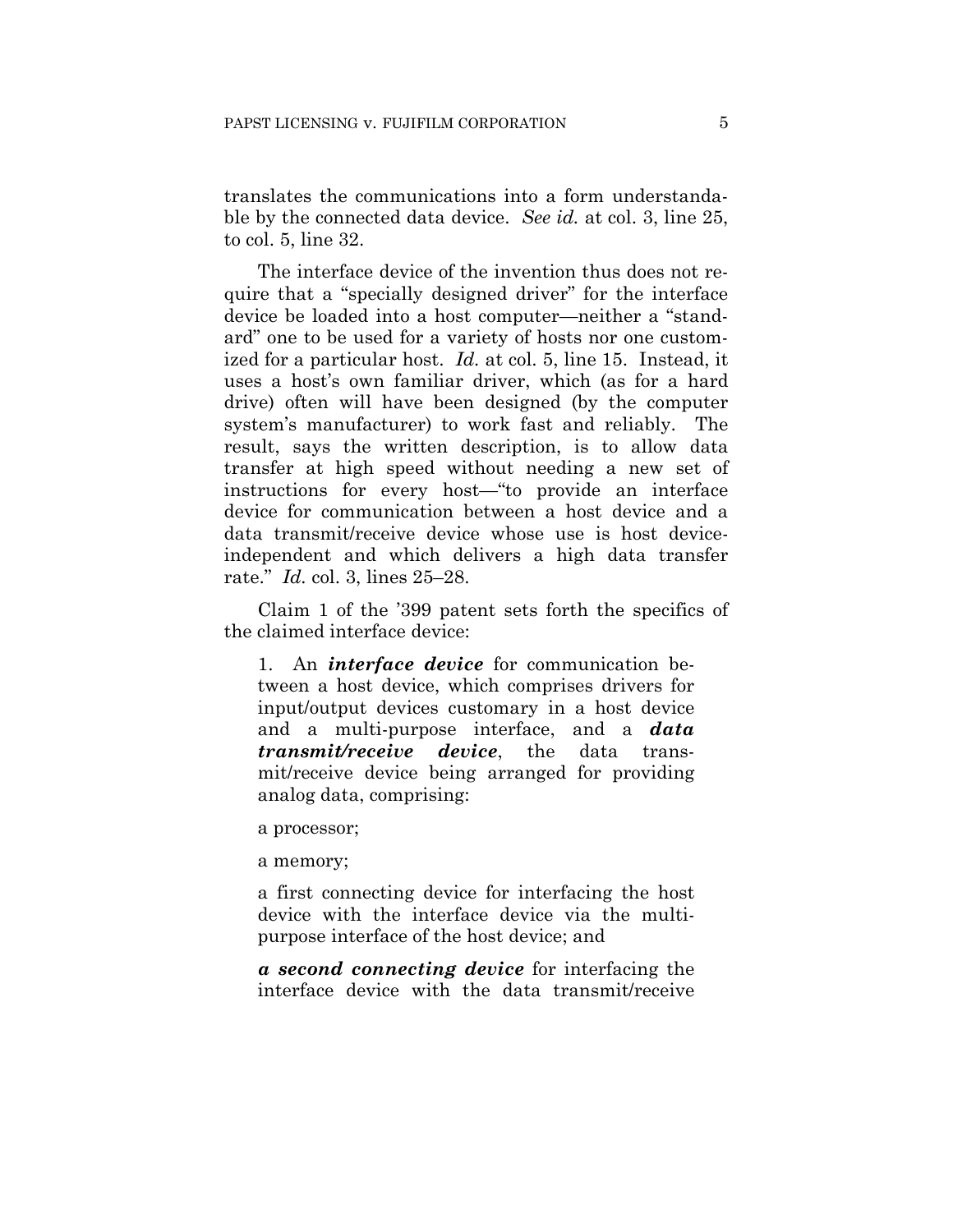translates the communications into a form understandable by the connected data device. *See id.* at col. 3, line 25, to col. 5, line 32.

The interface device of the invention thus does not require that a "specially designed driver" for the interface device be loaded into a host computer—neither a "standard" one to be used for a variety of hosts nor one customized for a particular host. *Id.* at col. 5, line 15. Instead, it uses a host's own familiar driver, which (as for a hard drive) often will have been designed (by the computer system's manufacturer) to work fast and reliably. The result, says the written description, is to allow data transfer at high speed without needing a new set of instructions for every host—"to provide an interface device for communication between a host device and a data transmit/receive device whose use is host device-independent and which delivers a high data transfer rate." *Id.* col. 3, lines 25–28.

Claim 1 of the '399 patent sets forth the specifics of the claimed interface device:

> 1. An ***interface device*** for communication between a host device, which comprises drivers for input/output devices customary in a host device and a multi-purpose interface, and a ***data transmit/receive device***, the data transmit/receive device being arranged for providing analog data, comprising:
>
> a processor;
>
> a memory;
>
> a first connecting device for interfacing the host device with the interface device via the multi-purpose interface of the host device; and
>
> ***a second connecting device*** for interfacing the interface device with the data transmit/receive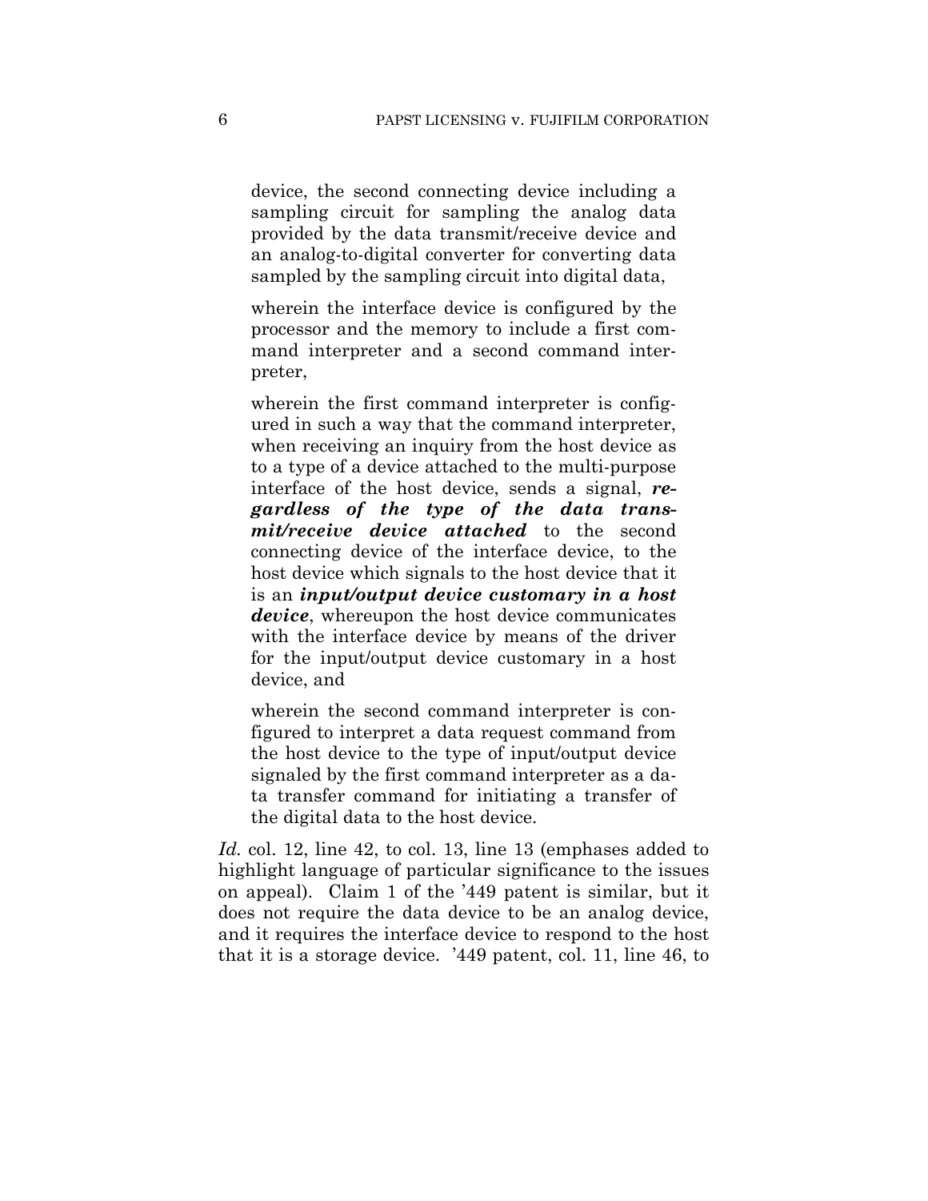> device, the second connecting device including a sampling circuit for sampling the analog data provided by the data transmit/receive device and an analog-to-digital converter for converting data sampled by the sampling circuit into digital data,
>
> wherein the interface device is configured by the processor and the memory to include a first command interpreter and a second command interpreter,
>
> wherein the first command interpreter is configured in such a way that the command interpreter, when receiving an inquiry from the host device as to a type of a device attached to the multi-purpose interface of the host device, sends a signal, ***regardless of the type of the data transmit/receive device attached*** to the second connecting device of the interface device, to the host device which signals to the host device that it is an ***input/output device customary in a host device***, whereupon the host device communicates with the interface device by means of the driver for the input/output device customary in a host device, and
>
> wherein the second command interpreter is configured to interpret a data request command from the host device to the type of input/output device signaled by the first command interpreter as a data transfer command for initiating a transfer of the digital data to the host device.

*Id.* col. 12, line 42, to col. 13, line 13 (emphases added to highlight language of particular significance to the issues on appeal). Claim 1 of the '449 patent is similar, but it does not require the data device to be an analog device, and it requires the interface device to respond to the host that it is a storage device. '449 patent, col. 11, line 46, to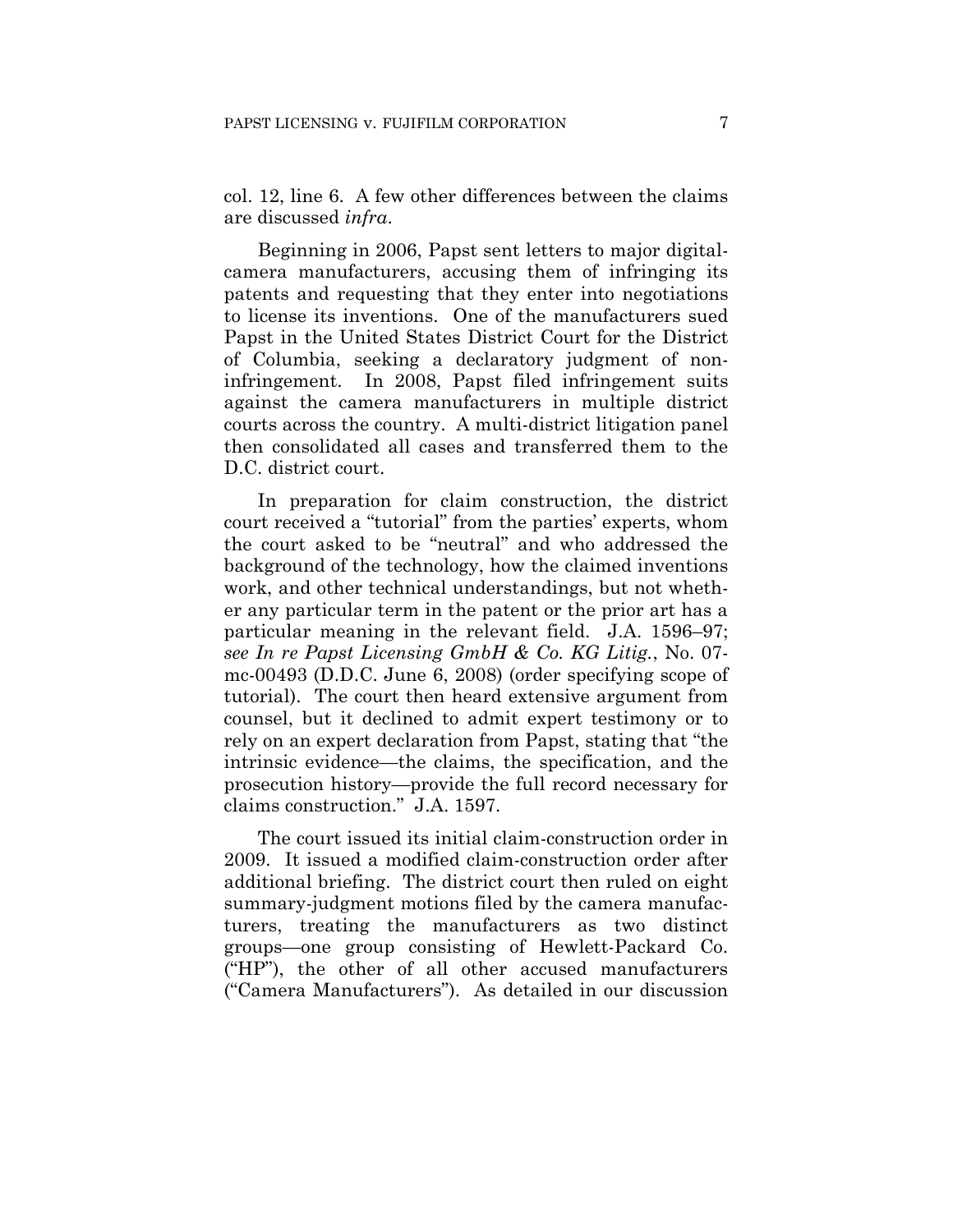col. 12, line 6. A few other differences between the claims are discussed *infra*.

Beginning in 2006, Papst sent letters to major digital-camera manufacturers, accusing them of infringing its patents and requesting that they enter into negotiations to license its inventions. One of the manufacturers sued Papst in the United States District Court for the District of Columbia, seeking a declaratory judgment of non-infringement. In 2008, Papst filed infringement suits against the camera manufacturers in multiple district courts across the country. A multi-district litigation panel then consolidated all cases and transferred them to the D.C. district court.

In preparation for claim construction, the district court received a "tutorial" from the parties' experts, whom the court asked to be "neutral" and who addressed the background of the technology, how the claimed inventions work, and other technical understandings, but not whether any particular term in the patent or the prior art has a particular meaning in the relevant field. J.A. 1596–97; *see In re Papst Licensing GmbH & Co. KG Litig.*, No. 07-mc-00493 (D.D.C. June 6, 2008) (order specifying scope of tutorial). The court then heard extensive argument from counsel, but it declined to admit expert testimony or to rely on an expert declaration from Papst, stating that "the intrinsic evidence—the claims, the specification, and the prosecution history—provide the full record necessary for claims construction." J.A. 1597.

The court issued its initial claim-construction order in 2009. It issued a modified claim-construction order after additional briefing. The district court then ruled on eight summary-judgment motions filed by the camera manufacturers, treating the manufacturers as two distinct groups—one group consisting of Hewlett-Packard Co. ("HP"), the other of all other accused manufacturers ("Camera Manufacturers"). As detailed in our discussion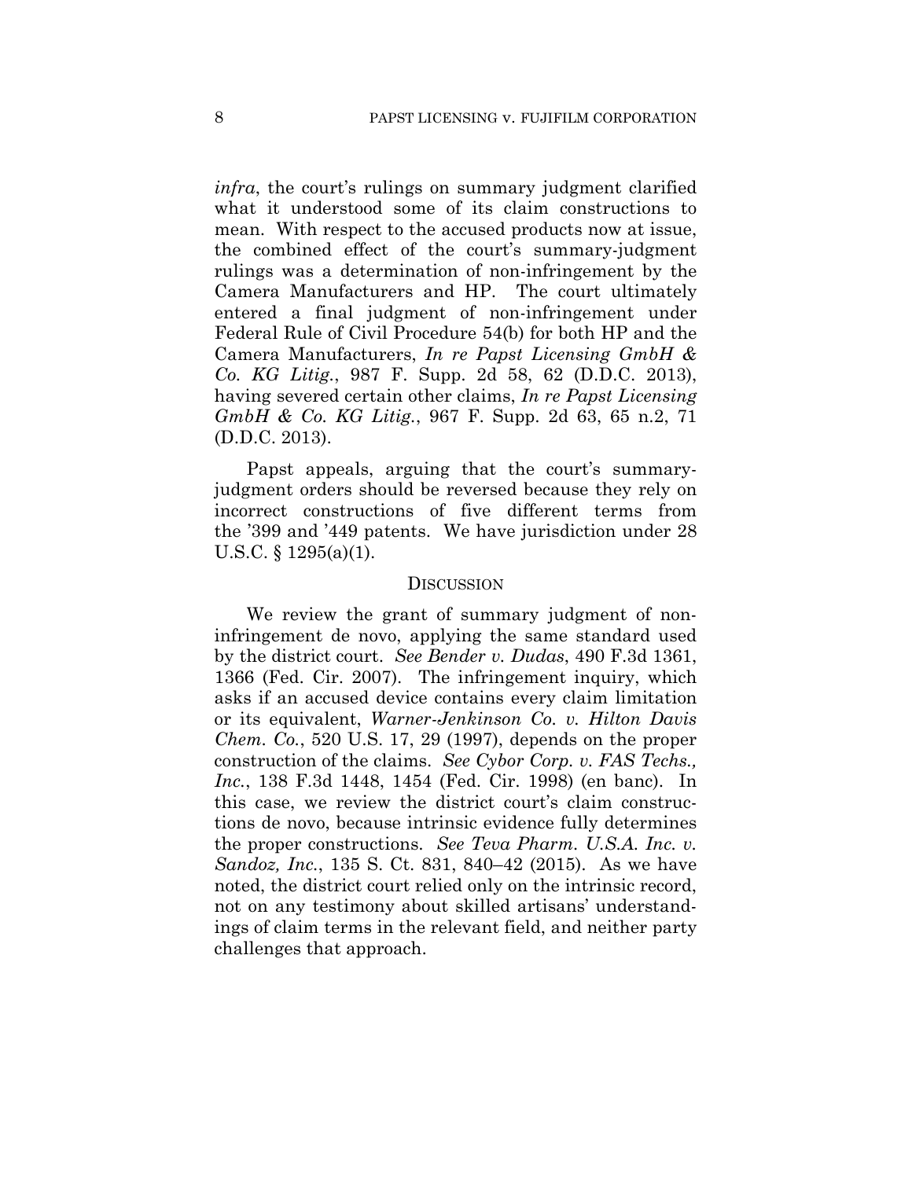*infra*, the court's rulings on summary judgment clarified what it understood some of its claim constructions to mean. With respect to the accused products now at issue, the combined effect of the court's summary-judgment rulings was a determination of non-infringement by the Camera Manufacturers and HP. The court ultimately entered a final judgment of non-infringement under Federal Rule of Civil Procedure 54(b) for both HP and the Camera Manufacturers, *In re Papst Licensing GmbH & Co. KG Litig.*, 987 F. Supp. 2d 58, 62 (D.D.C. 2013), having severed certain other claims, *In re Papst Licensing GmbH & Co. KG Litig.*, 967 F. Supp. 2d 63, 65 n.2, 71 (D.D.C. 2013).

Papst appeals, arguing that the court's summary-judgment orders should be reversed because they rely on incorrect constructions of five different terms from the '399 and '449 patents. We have jurisdiction under 28 U.S.C. § 1295(a)(1).

## DISCUSSION

We review the grant of summary judgment of non-infringement de novo, applying the same standard used by the district court. *See Bender v. Dudas*, 490 F.3d 1361, 1366 (Fed. Cir. 2007). The infringement inquiry, which asks if an accused device contains every claim limitation or its equivalent, *Warner-Jenkinson Co. v. Hilton Davis Chem. Co.*, 520 U.S. 17, 29 (1997), depends on the proper construction of the claims. *See Cybor Corp. v. FAS Techs., Inc.*, 138 F.3d 1448, 1454 (Fed. Cir. 1998) (en banc). In this case, we review the district court's claim constructions de novo, because intrinsic evidence fully determines the proper constructions. *See Teva Pharm. U.S.A. Inc. v. Sandoz, Inc.*, 135 S. Ct. 831, 840–42 (2015). As we have noted, the district court relied only on the intrinsic record, not on any testimony about skilled artisans' understandings of claim terms in the relevant field, and neither party challenges that approach.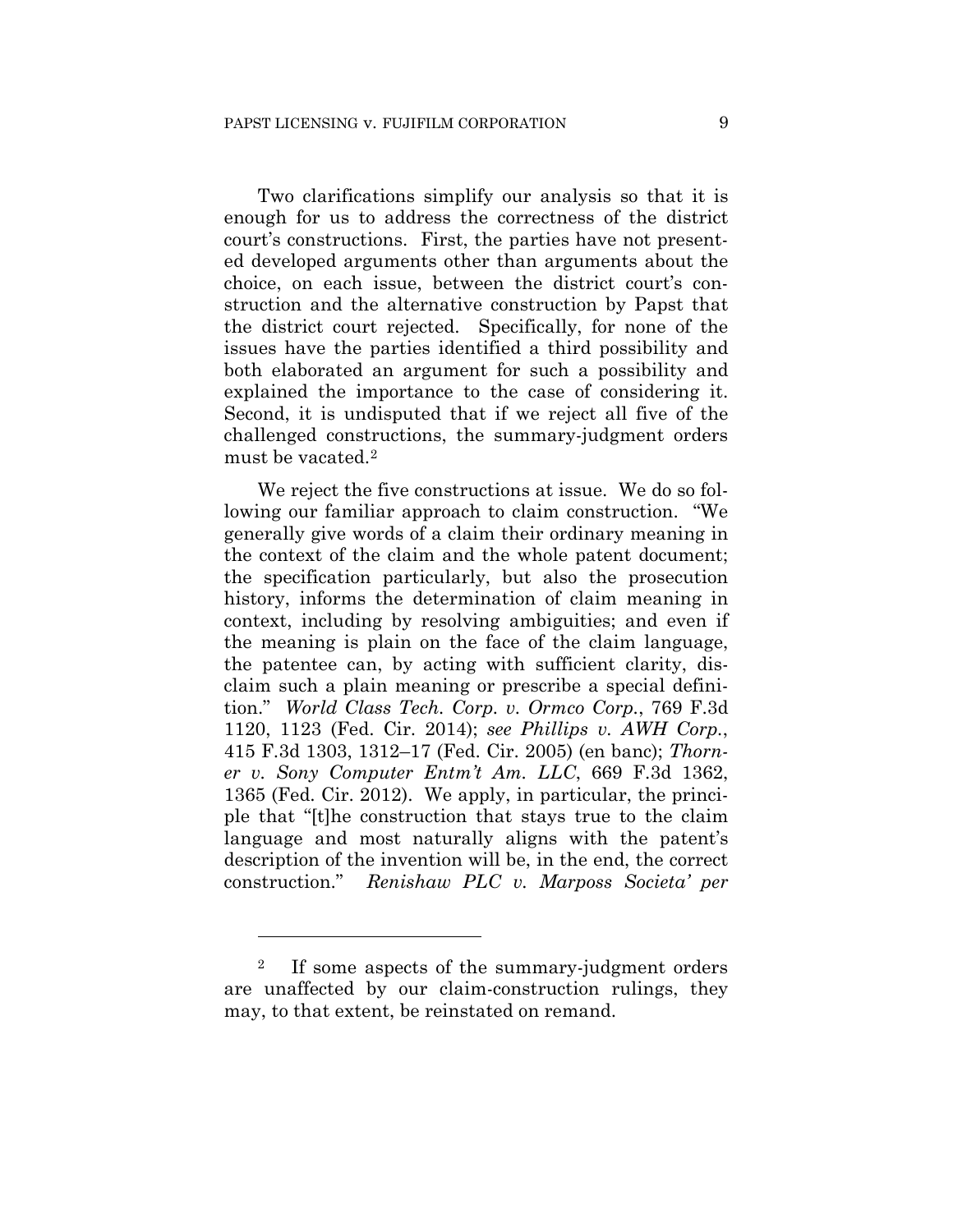Two clarifications simplify our analysis so that it is enough for us to address the correctness of the district court's constructions. First, the parties have not presented developed arguments other than arguments about the choice, on each issue, between the district court's construction and the alternative construction by Papst that the district court rejected. Specifically, for none of the issues have the parties identified a third possibility and both elaborated an argument for such a possibility and explained the importance to the case of considering it. Second, it is undisputed that if we reject all five of the challenged constructions, the summary-judgment orders must be vacated.[2]

We reject the five constructions at issue. We do so following our familiar approach to claim construction. "We generally give words of a claim their ordinary meaning in the context of the claim and the whole patent document; the specification particularly, but also the prosecution history, informs the determination of claim meaning in context, including by resolving ambiguities; and even if the meaning is plain on the face of the claim language, the patentee can, by acting with sufficient clarity, disclaim such a plain meaning or prescribe a special definition." *World Class Tech. Corp. v. Ormco Corp.*, 769 F.3d 1120, 1123 (Fed. Cir. 2014); *see Phillips v. AWH Corp.*, 415 F.3d 1303, 1312–17 (Fed. Cir. 2005) (en banc); *Thorner v. Sony Computer Entm't Am. LLC*, 669 F.3d 1362, 1365 (Fed. Cir. 2012). We apply, in particular, the principle that "[t]he construction that stays true to the claim language and most naturally aligns with the patent's description of the invention will be, in the end, the correct construction." *Renishaw PLC v. Marposs Societa' per*

---

[2] If some aspects of the summary-judgment orders are unaffected by our claim-construction rulings, they may, to that extent, be reinstated on remand.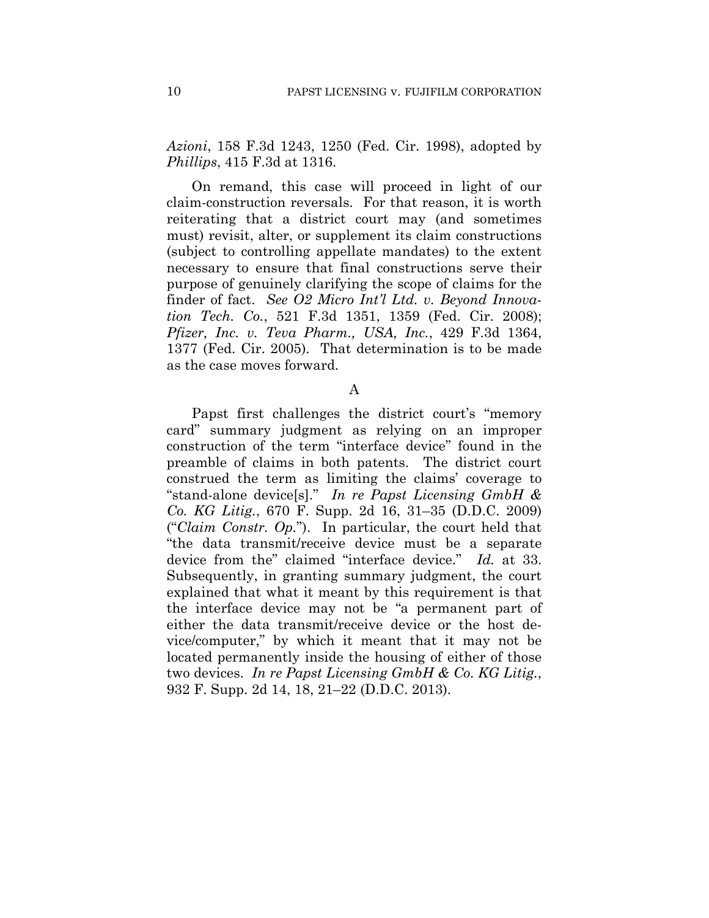*Azioni*, 158 F.3d 1243, 1250 (Fed. Cir. 1998), adopted by *Phillips*, 415 F.3d at 1316.

On remand, this case will proceed in light of our claim-construction reversals. For that reason, it is worth reiterating that a district court may (and sometimes must) revisit, alter, or supplement its claim constructions (subject to controlling appellate mandates) to the extent necessary to ensure that final constructions serve their purpose of genuinely clarifying the scope of claims for the finder of fact. *See O2 Micro Int'l Ltd. v. Beyond Innovation Tech. Co.*, 521 F.3d 1351, 1359 (Fed. Cir. 2008); *Pfizer, Inc. v. Teva Pharm., USA, Inc.*, 429 F.3d 1364, 1377 (Fed. Cir. 2005). That determination is to be made as the case moves forward.

### A

Papst first challenges the district court's "memory card" summary judgment as relying on an improper construction of the term "interface device" found in the preamble of claims in both patents. The district court construed the term as limiting the claims' coverage to "stand-alone device[s]." *In re Papst Licensing GmbH & Co. KG Litig.*, 670 F. Supp. 2d 16, 31–35 (D.D.C. 2009) ("*Claim Constr. Op.*"). In particular, the court held that "the data transmit/receive device must be a separate device from the" claimed "interface device." *Id.* at 33. Subsequently, in granting summary judgment, the court explained that what it meant by this requirement is that the interface device may not be "a permanent part of either the data transmit/receive device or the host device/computer," by which it meant that it may not be located permanently inside the housing of either of those two devices. *In re Papst Licensing GmbH & Co. KG Litig.*, 932 F. Supp. 2d 14, 18, 21–22 (D.D.C. 2013).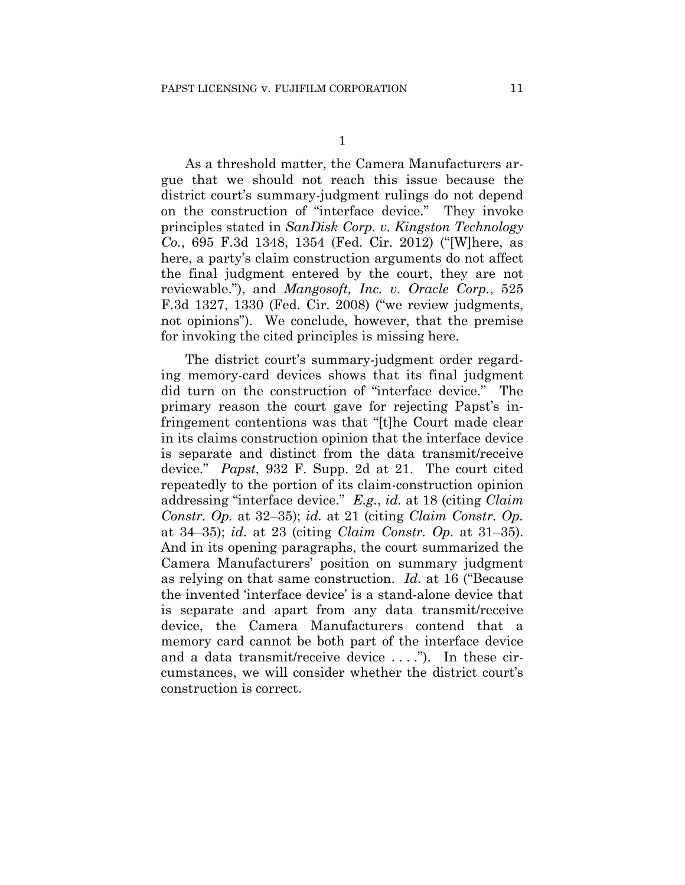1

As a threshold matter, the Camera Manufacturers argue that we should not reach this issue because the district court's summary-judgment rulings do not depend on the construction of "interface device." They invoke principles stated in *SanDisk Corp. v. Kingston Technology Co.*, 695 F.3d 1348, 1354 (Fed. Cir. 2012) ("[W]here, as here, a party's claim construction arguments do not affect the final judgment entered by the court, they are not reviewable."), and *Mangosoft, Inc. v. Oracle Corp.*, 525 F.3d 1327, 1330 (Fed. Cir. 2008) ("we review judgments, not opinions"). We conclude, however, that the premise for invoking the cited principles is missing here.

The district court's summary-judgment order regarding memory-card devices shows that its final judgment did turn on the construction of "interface device." The primary reason the court gave for rejecting Papst's infringement contentions was that "[t]he Court made clear in its claims construction opinion that the interface device is separate and distinct from the data transmit/receive device." *Papst*, 932 F. Supp. 2d at 21. The court cited repeatedly to the portion of its claim-construction opinion addressing "interface device." *E.g.*, *id.* at 18 (citing *Claim Constr. Op.* at 32–35); *id.* at 21 (citing *Claim Constr. Op.* at 34–35); *id.* at 23 (citing *Claim Constr. Op.* at 31–35). And in its opening paragraphs, the court summarized the Camera Manufacturers' position on summary judgment as relying on that same construction. *Id.* at 16 ("Because the invented 'interface device' is a stand-alone device that is separate and apart from any data transmit/receive device, the Camera Manufacturers contend that a memory card cannot be both part of the interface device and a data transmit/receive device . . . ."). In these circumstances, we will consider whether the district court's construction is correct.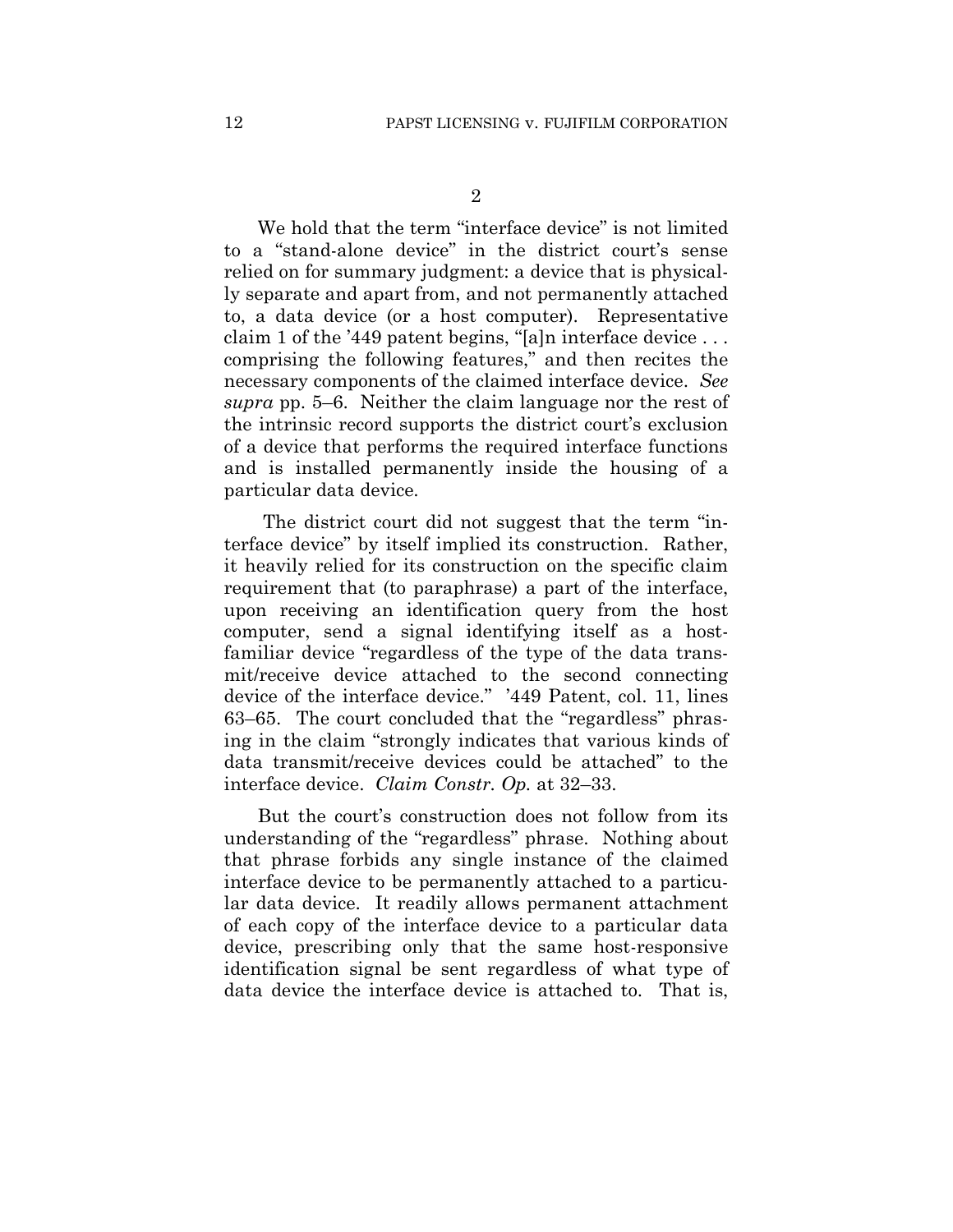2

We hold that the term "interface device" is not limited to a "stand-alone device" in the district court's sense relied on for summary judgment: a device that is physically separate and apart from, and not permanently attached to, a data device (or a host computer). Representative claim 1 of the '449 patent begins, "[a]n interface device . . . comprising the following features," and then recites the necessary components of the claimed interface device. *See supra* pp. 5–6. Neither the claim language nor the rest of the intrinsic record supports the district court's exclusion of a device that performs the required interface functions and is installed permanently inside the housing of a particular data device.

The district court did not suggest that the term "interface device" by itself implied its construction. Rather, it heavily relied for its construction on the specific claim requirement that (to paraphrase) a part of the interface, upon receiving an identification query from the host computer, send a signal identifying itself as a host-familiar device "regardless of the type of the data transmit/receive device attached to the second connecting device of the interface device." '449 Patent, col. 11, lines 63–65. The court concluded that the "regardless" phrasing in the claim "strongly indicates that various kinds of data transmit/receive devices could be attached" to the interface device. *Claim Constr. Op.* at 32–33.

But the court's construction does not follow from its understanding of the "regardless" phrase. Nothing about that phrase forbids any single instance of the claimed interface device to be permanently attached to a particular data device. It readily allows permanent attachment of each copy of the interface device to a particular data device, prescribing only that the same host-responsive identification signal be sent regardless of what type of data device the interface device is attached to. That is,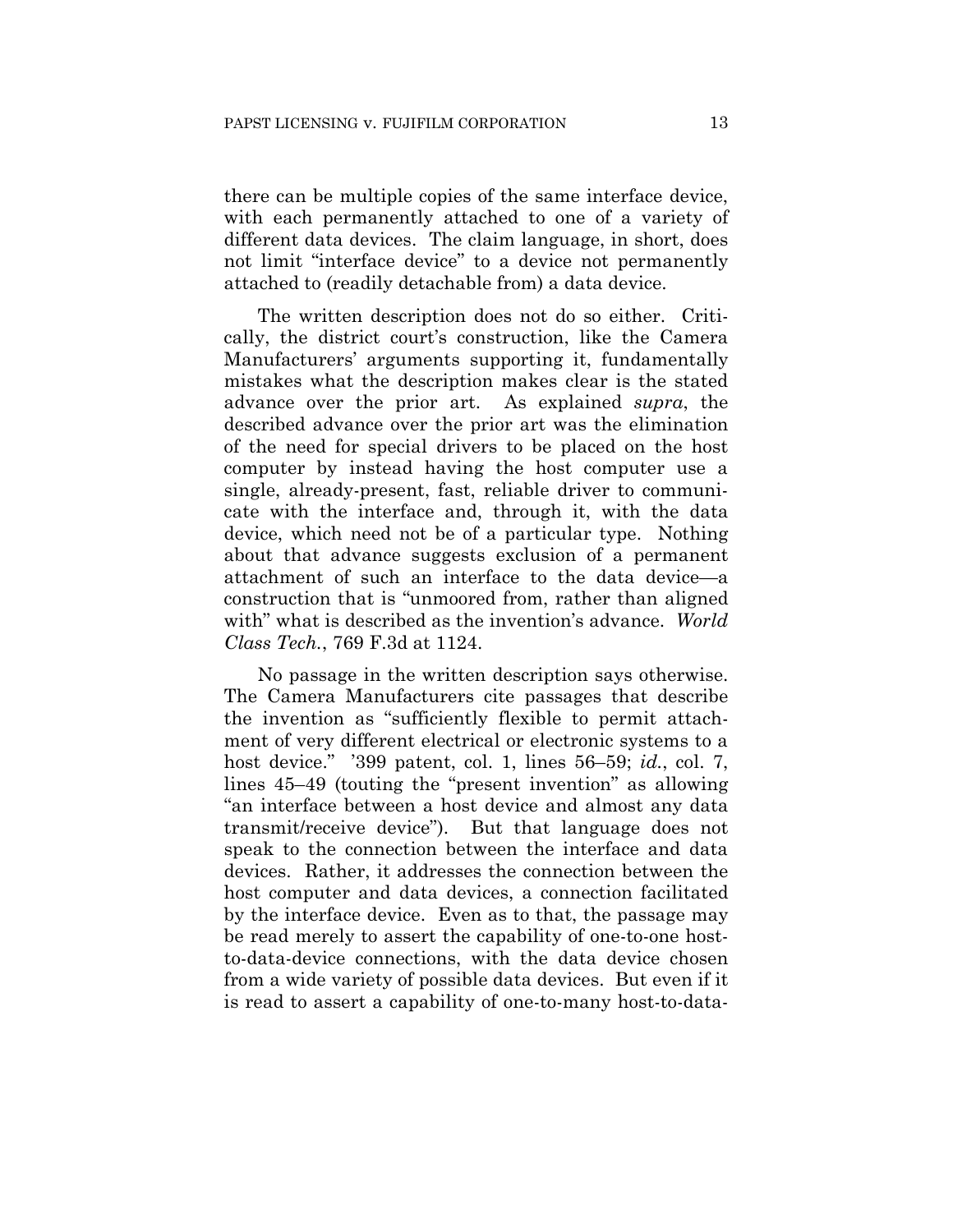there can be multiple copies of the same interface device, with each permanently attached to one of a variety of different data devices. The claim language, in short, does not limit "interface device" to a device not permanently attached to (readily detachable from) a data device.

The written description does not do so either. Critically, the district court's construction, like the Camera Manufacturers' arguments supporting it, fundamentally mistakes what the description makes clear is the stated advance over the prior art. As explained *supra*, the described advance over the prior art was the elimination of the need for special drivers to be placed on the host computer by instead having the host computer use a single, already-present, fast, reliable driver to communicate with the interface and, through it, with the data device, which need not be of a particular type. Nothing about that advance suggests exclusion of a permanent attachment of such an interface to the data device—a construction that is "unmoored from, rather than aligned with" what is described as the invention's advance. *World Class Tech.*, 769 F.3d at 1124.

No passage in the written description says otherwise. The Camera Manufacturers cite passages that describe the invention as "sufficiently flexible to permit attachment of very different electrical or electronic systems to a host device." '399 patent, col. 1, lines 56–59; *id.*, col. 7, lines 45–49 (touting the "present invention" as allowing "an interface between a host device and almost any data transmit/receive device"). But that language does not speak to the connection between the interface and data devices. Rather, it addresses the connection between the host computer and data devices, a connection facilitated by the interface device. Even as to that, the passage may be read merely to assert the capability of one-to-one host-to-data-device connections, with the data device chosen from a wide variety of possible data devices. But even if it is read to assert a capability of one-to-many host-to-data-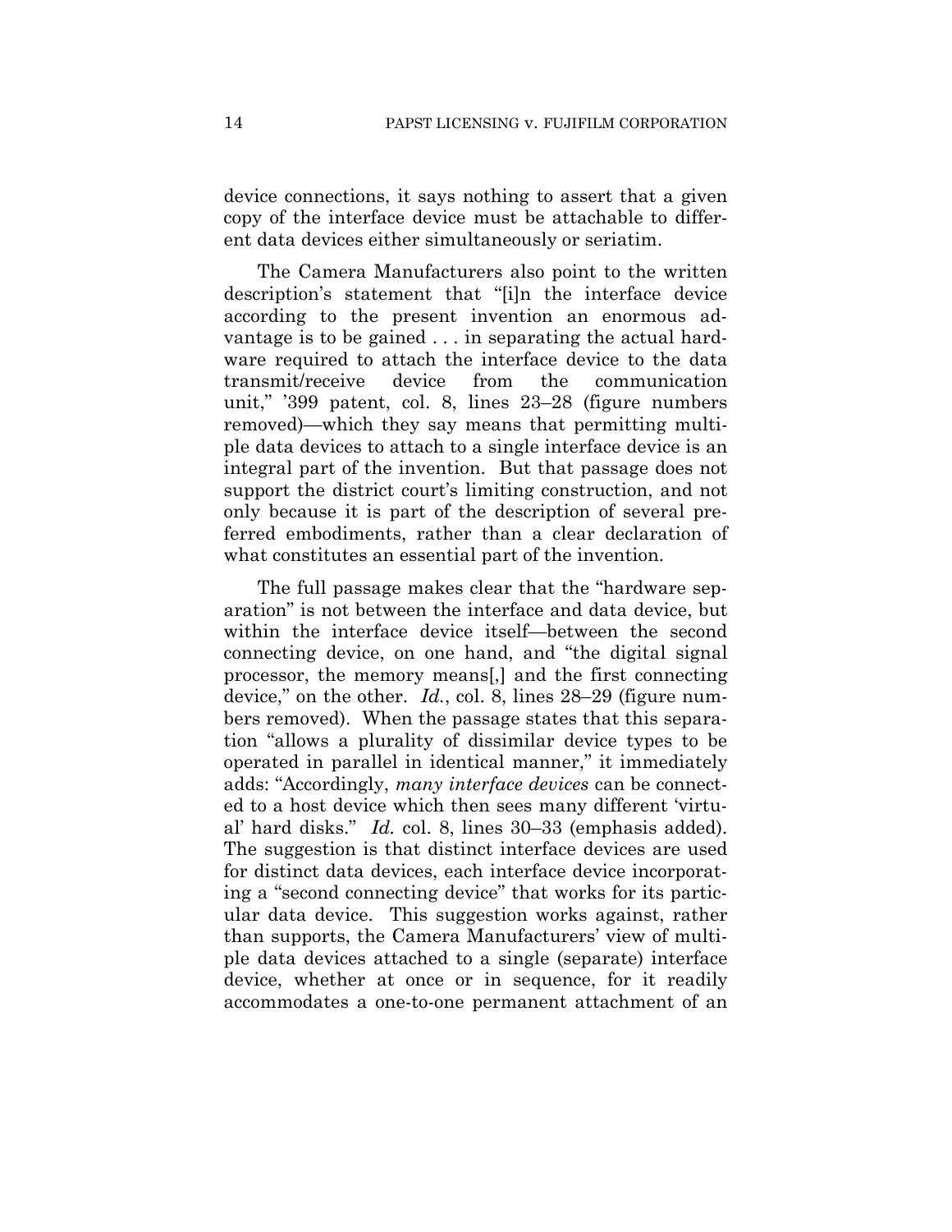device connections, it says nothing to assert that a given copy of the interface device must be attachable to different data devices either simultaneously or seriatim.

The Camera Manufacturers also point to the written description's statement that "[i]n the interface device according to the present invention an enormous advantage is to be gained . . . in separating the actual hardware required to attach the interface device to the data transmit/receive device from the communication unit," '399 patent, col. 8, lines 23–28 (figure numbers removed)—which they say means that permitting multiple data devices to attach to a single interface device is an integral part of the invention. But that passage does not support the district court's limiting construction, and not only because it is part of the description of several preferred embodiments, rather than a clear declaration of what constitutes an essential part of the invention.

The full passage makes clear that the "hardware separation" is not between the interface and data device, but within the interface device itself—between the second connecting device, on one hand, and "the digital signal processor, the memory means[,] and the first connecting device," on the other. *Id.*, col. 8, lines 28–29 (figure numbers removed). When the passage states that this separation "allows a plurality of dissimilar device types to be operated in parallel in identical manner," it immediately adds: "Accordingly, *many interface devices* can be connected to a host device which then sees many different 'virtual' hard disks." *Id.* col. 8, lines 30–33 (emphasis added). The suggestion is that distinct interface devices are used for distinct data devices, each interface device incorporating a "second connecting device" that works for its particular data device. This suggestion works against, rather than supports, the Camera Manufacturers' view of multiple data devices attached to a single (separate) interface device, whether at once or in sequence, for it readily accommodates a one-to-one permanent attachment of an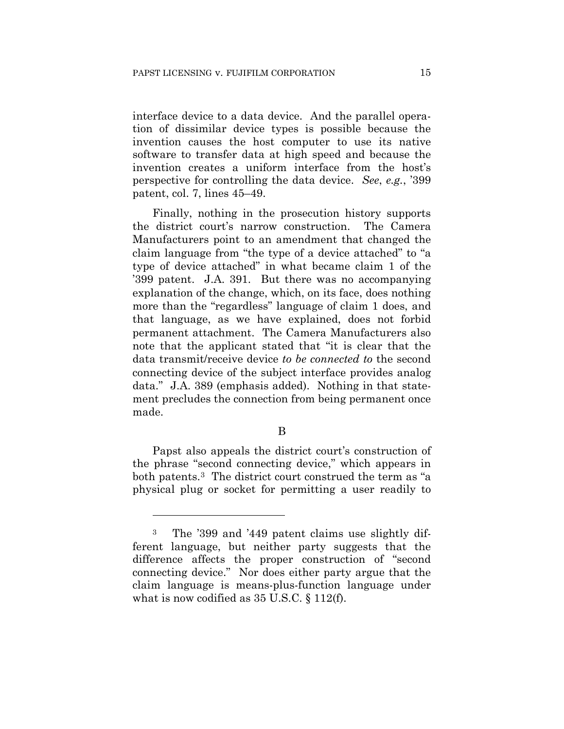interface device to a data device. And the parallel operation of dissimilar device types is possible because the invention causes the host computer to use its native software to transfer data at high speed and because the invention creates a uniform interface from the host's perspective for controlling the data device. *See*, *e.g.*, '399 patent, col. 7, lines 45–49.

Finally, nothing in the prosecution history supports the district court's narrow construction. The Camera Manufacturers point to an amendment that changed the claim language from "the type of a device attached" to "a type of device attached" in what became claim 1 of the '399 patent. J.A. 391. But there was no accompanying explanation of the change, which, on its face, does nothing more than the "regardless" language of claim 1 does, and that language, as we have explained, does not forbid permanent attachment. The Camera Manufacturers also note that the applicant stated that "it is clear that the data transmit/receive device *to be connected to* the second connecting device of the subject interface provides analog data." J.A. 389 (emphasis added). Nothing in that statement precludes the connection from being permanent once made.

B

Papst also appeals the district court's construction of the phrase "second connecting device," which appears in both patents.[3] The district court construed the term as "a physical plug or socket for permitting a user readily to

---

[3] The '399 and '449 patent claims use slightly different language, but neither party suggests that the difference affects the proper construction of "second connecting device." Nor does either party argue that the claim language is means-plus-function language under what is now codified as 35 U.S.C. § 112(f).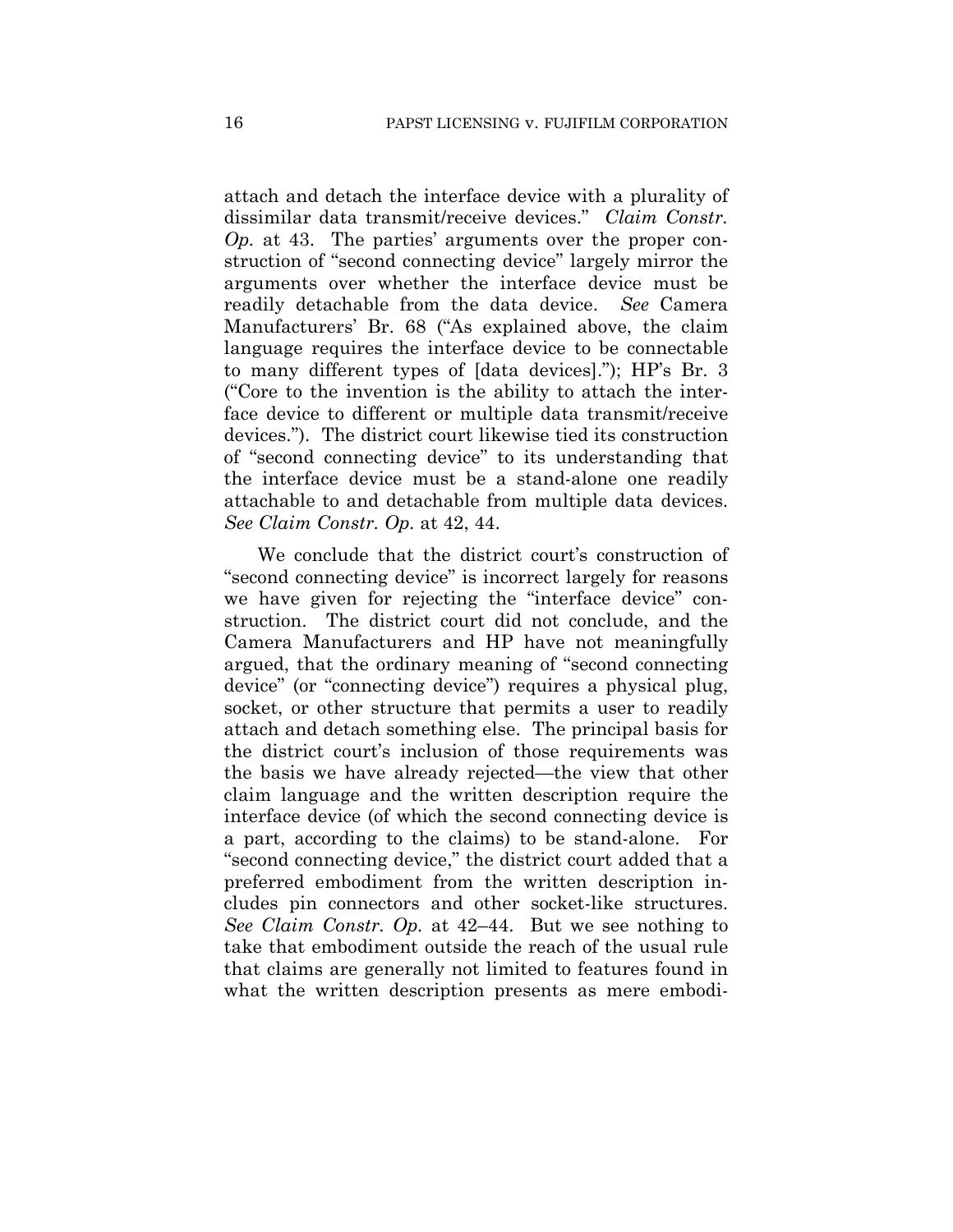attach and detach the interface device with a plurality of dissimilar data transmit/receive devices." *Claim Constr. Op.* at 43. The parties' arguments over the proper construction of "second connecting device" largely mirror the arguments over whether the interface device must be readily detachable from the data device. *See* Camera Manufacturers' Br. 68 ("As explained above, the claim language requires the interface device to be connectable to many different types of [data devices]."); HP's Br. 3 ("Core to the invention is the ability to attach the interface device to different or multiple data transmit/receive devices."). The district court likewise tied its construction of "second connecting device" to its understanding that the interface device must be a stand-alone one readily attachable to and detachable from multiple data devices. *See Claim Constr. Op.* at 42, 44.

We conclude that the district court's construction of "second connecting device" is incorrect largely for reasons we have given for rejecting the "interface device" construction. The district court did not conclude, and the Camera Manufacturers and HP have not meaningfully argued, that the ordinary meaning of "second connecting device" (or "connecting device") requires a physical plug, socket, or other structure that permits a user to readily attach and detach something else. The principal basis for the district court's inclusion of those requirements was the basis we have already rejected—the view that other claim language and the written description require the interface device (of which the second connecting device is a part, according to the claims) to be stand-alone. For "second connecting device," the district court added that a preferred embodiment from the written description includes pin connectors and other socket-like structures. *See Claim Constr. Op.* at 42–44. But we see nothing to take that embodiment outside the reach of the usual rule that claims are generally not limited to features found in what the written description presents as mere embodi-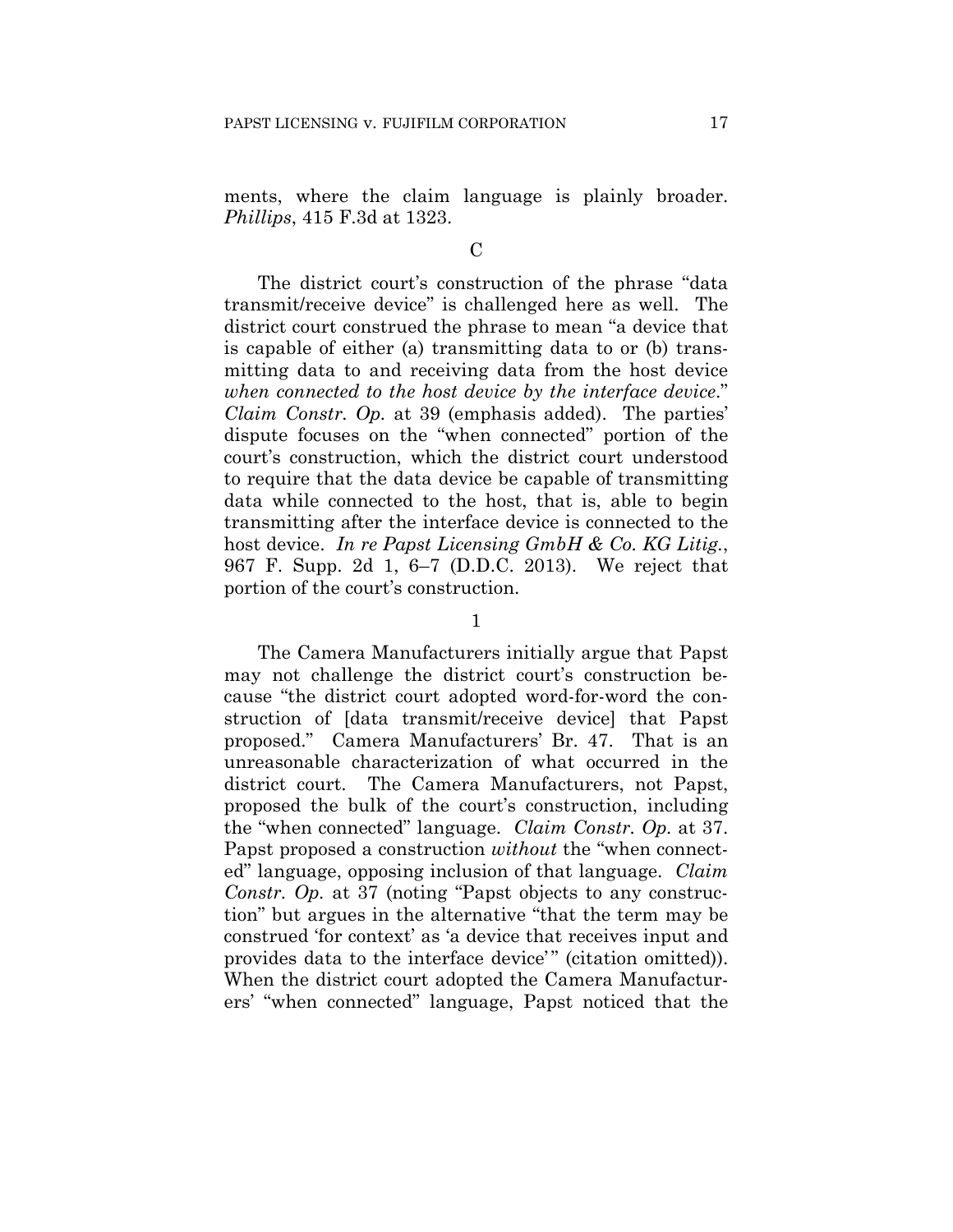ments, where the claim language is plainly broader. *Phillips*, 415 F.3d at 1323.

C

The district court's construction of the phrase "data transmit/receive device" is challenged here as well. The district court construed the phrase to mean "a device that is capable of either (a) transmitting data to or (b) transmitting data to and receiving data from the host device *when connected to the host device by the interface device*." *Claim Constr. Op.* at 39 (emphasis added). The parties' dispute focuses on the "when connected" portion of the court's construction, which the district court understood to require that the data device be capable of transmitting data while connected to the host, that is, able to begin transmitting after the interface device is connected to the host device. *In re Papst Licensing GmbH & Co. KG Litig.*, 967 F. Supp. 2d 1, 6–7 (D.D.C. 2013). We reject that portion of the court's construction.

1

The Camera Manufacturers initially argue that Papst may not challenge the district court's construction because "the district court adopted word-for-word the construction of [data transmit/receive device] that Papst proposed." Camera Manufacturers' Br. 47. That is an unreasonable characterization of what occurred in the district court. The Camera Manufacturers, not Papst, proposed the bulk of the court's construction, including the "when connected" language. *Claim Constr. Op.* at 37. Papst proposed a construction *without* the "when connected" language, opposing inclusion of that language. *Claim Constr. Op.* at 37 (noting "Papst objects to any construction" but argues in the alternative "that the term may be construed 'for context' as 'a device that receives input and provides data to the interface device'" (citation omitted)). When the district court adopted the Camera Manufacturers' "when connected" language, Papst noticed that the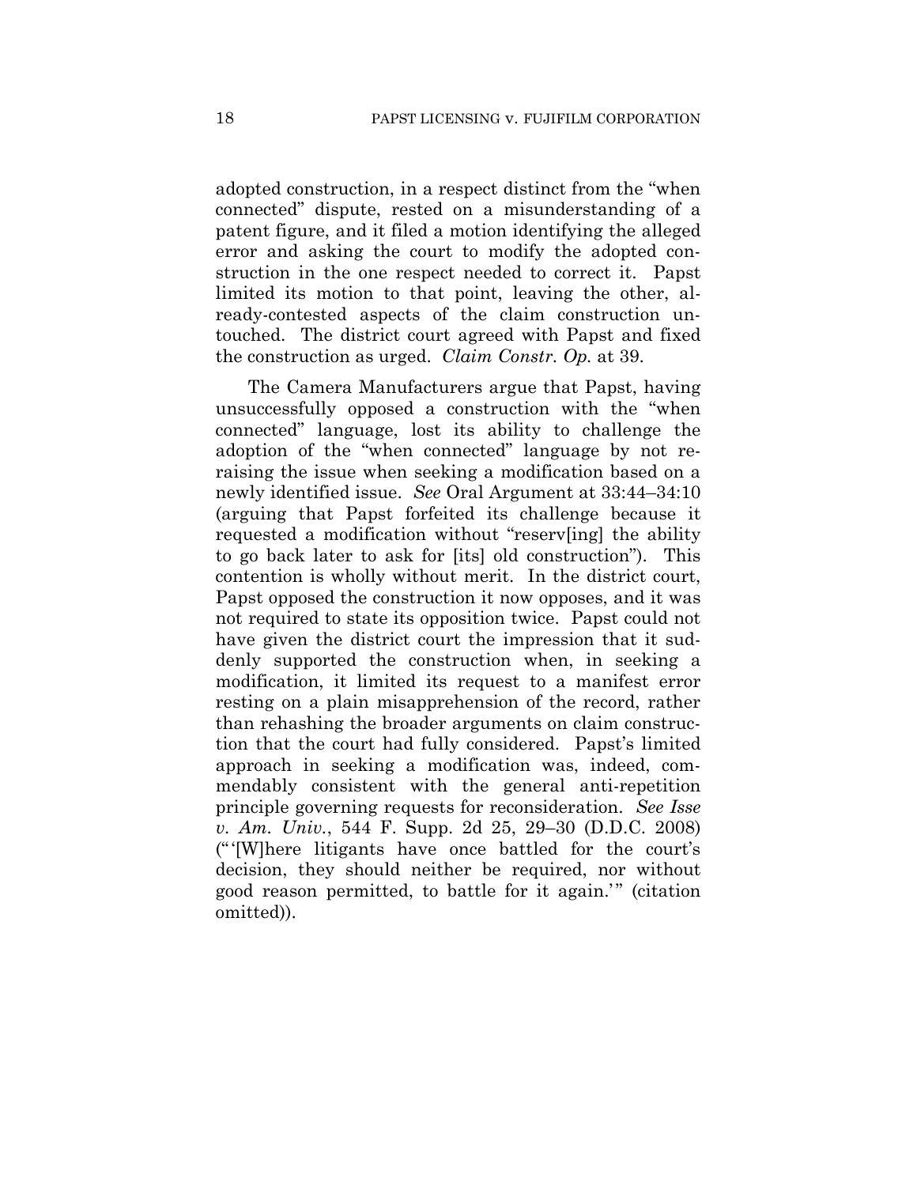adopted construction, in a respect distinct from the "when connected" dispute, rested on a misunderstanding of a patent figure, and it filed a motion identifying the alleged error and asking the court to modify the adopted construction in the one respect needed to correct it. Papst limited its motion to that point, leaving the other, already-contested aspects of the claim construction untouched. The district court agreed with Papst and fixed the construction as urged. *Claim Constr. Op.* at 39.

The Camera Manufacturers argue that Papst, having unsuccessfully opposed a construction with the "when connected" language, lost its ability to challenge the adoption of the "when connected" language by not re-raising the issue when seeking a modification based on a newly identified issue. *See* Oral Argument at 33:44–34:10 (arguing that Papst forfeited its challenge because it requested a modification without "reserv[ing] the ability to go back later to ask for [its] old construction"). This contention is wholly without merit. In the district court, Papst opposed the construction it now opposes, and it was not required to state its opposition twice. Papst could not have given the district court the impression that it suddenly supported the construction when, in seeking a modification, it limited its request to a manifest error resting on a plain misapprehension of the record, rather than rehashing the broader arguments on claim construction that the court had fully considered. Papst's limited approach in seeking a modification was, indeed, commendably consistent with the general anti-repetition principle governing requests for reconsideration. *See Isse v. Am. Univ.*, 544 F. Supp. 2d 25, 29–30 (D.D.C. 2008) ("'[W]here litigants have once battled for the court's decision, they should neither be required, nor without good reason permitted, to battle for it again.'" (citation omitted)).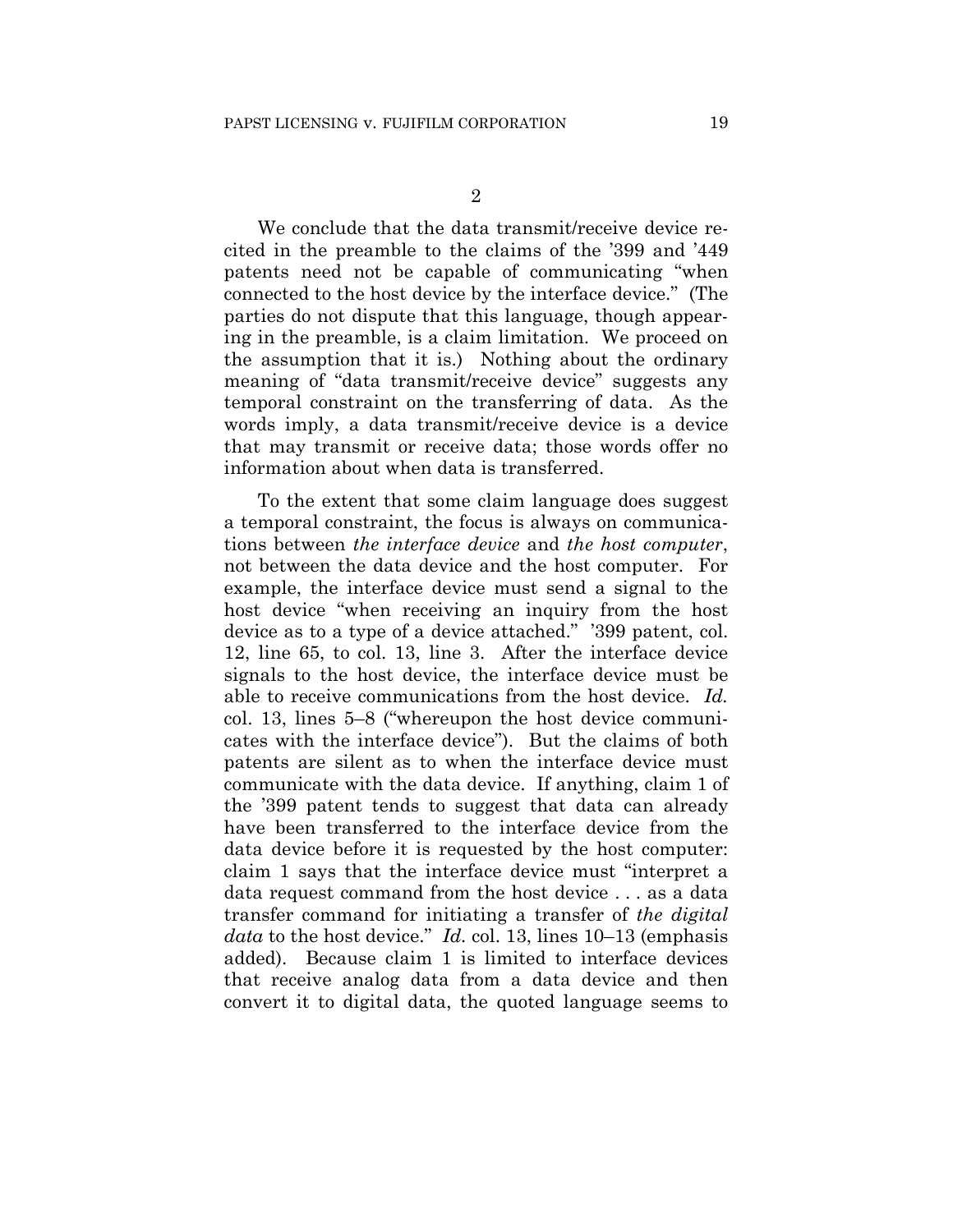2

We conclude that the data transmit/receive device recited in the preamble to the claims of the '399 and '449 patents need not be capable of communicating "when connected to the host device by the interface device." (The parties do not dispute that this language, though appearing in the preamble, is a claim limitation. We proceed on the assumption that it is.) Nothing about the ordinary meaning of "data transmit/receive device" suggests any temporal constraint on the transferring of data. As the words imply, a data transmit/receive device is a device that may transmit or receive data; those words offer no information about when data is transferred.

To the extent that some claim language does suggest a temporal constraint, the focus is always on communications between *the interface device* and *the host computer*, not between the data device and the host computer. For example, the interface device must send a signal to the host device "when receiving an inquiry from the host device as to a type of a device attached." '399 patent, col. 12, line 65, to col. 13, line 3. After the interface device signals to the host device, the interface device must be able to receive communications from the host device. *Id.* col. 13, lines 5–8 ("whereupon the host device communicates with the interface device"). But the claims of both patents are silent as to when the interface device must communicate with the data device. If anything, claim 1 of the '399 patent tends to suggest that data can already have been transferred to the interface device from the data device before it is requested by the host computer: claim 1 says that the interface device must "interpret a data request command from the host device . . . as a data transfer command for initiating a transfer of *the digital data* to the host device." *Id.* col. 13, lines 10–13 (emphasis added). Because claim 1 is limited to interface devices that receive analog data from a data device and then convert it to digital data, the quoted language seems to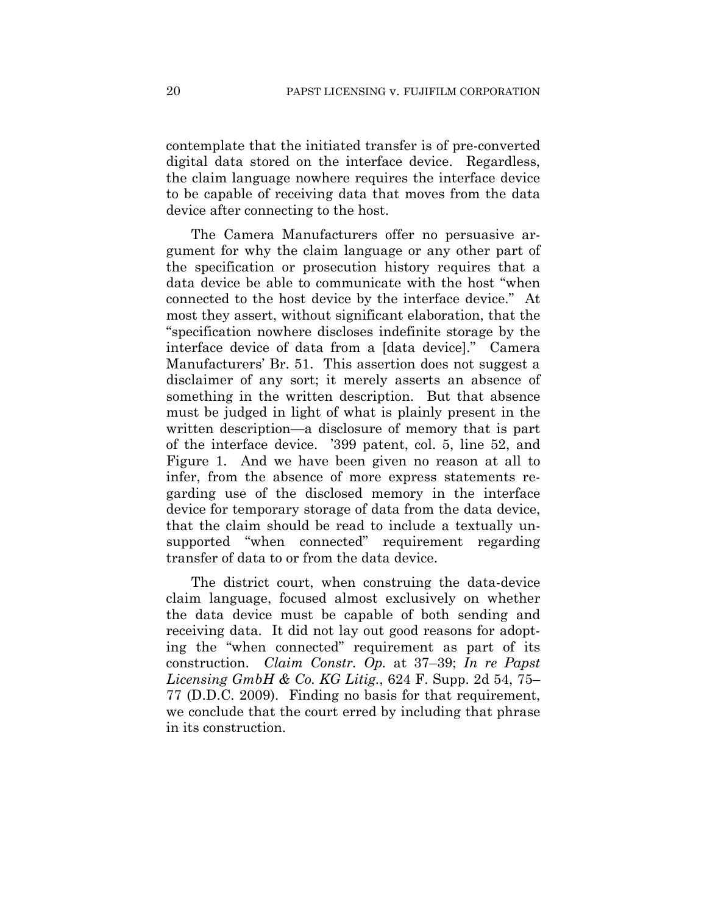contemplate that the initiated transfer is of pre-converted digital data stored on the interface device. Regardless, the claim language nowhere requires the interface device to be capable of receiving data that moves from the data device after connecting to the host.

The Camera Manufacturers offer no persuasive argument for why the claim language or any other part of the specification or prosecution history requires that a data device be able to communicate with the host "when connected to the host device by the interface device." At most they assert, without significant elaboration, that the "specification nowhere discloses indefinite storage by the interface device of data from a [data device]." Camera Manufacturers' Br. 51. This assertion does not suggest a disclaimer of any sort; it merely asserts an absence of something in the written description. But that absence must be judged in light of what is plainly present in the written description—a disclosure of memory that is part of the interface device. '399 patent, col. 5, line 52, and Figure 1. And we have been given no reason at all to infer, from the absence of more express statements regarding use of the disclosed memory in the interface device for temporary storage of data from the data device, that the claim should be read to include a textually unsupported "when connected" requirement regarding transfer of data to or from the data device.

The district court, when construing the data-device claim language, focused almost exclusively on whether the data device must be capable of both sending and receiving data. It did not lay out good reasons for adopting the "when connected" requirement as part of its construction. *Claim Constr. Op.* at 37–39; *In re Papst Licensing GmbH & Co. KG Litig.*, 624 F. Supp. 2d 54, 75–77 (D.D.C. 2009). Finding no basis for that requirement, we conclude that the court erred by including that phrase in its construction.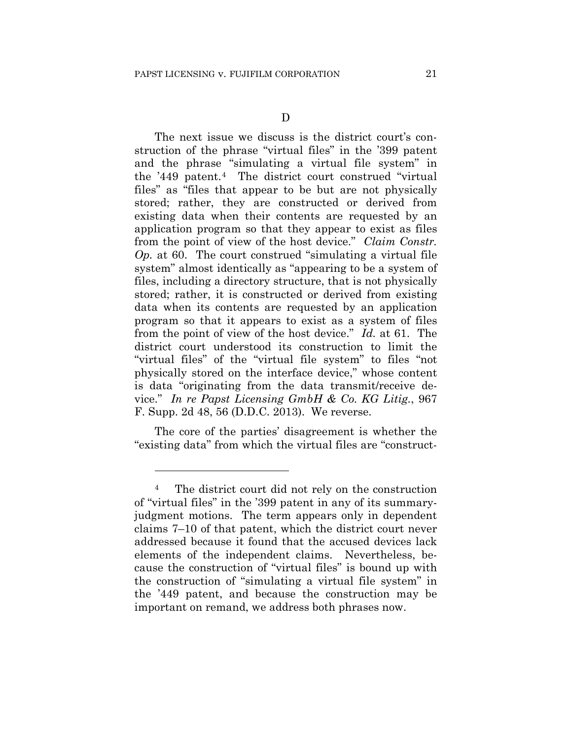D

The next issue we discuss is the district court's construction of the phrase "virtual files" in the '399 patent and the phrase "simulating a virtual file system" in the '449 patent.[4] The district court construed "virtual files" as "files that appear to be but are not physically stored; rather, they are constructed or derived from existing data when their contents are requested by an application program so that they appear to exist as files from the point of view of the host device." *Claim Constr. Op.* at 60. The court construed "simulating a virtual file system" almost identically as "appearing to be a system of files, including a directory structure, that is not physically stored; rather, it is constructed or derived from existing data when its contents are requested by an application program so that it appears to exist as a system of files from the point of view of the host device." *Id.* at 61. The district court understood its construction to limit the "virtual files" of the "virtual file system" to files "not physically stored on the interface device," whose content is data "originating from the data transmit/receive device." *In re Papst Licensing GmbH & Co. KG Litig.*, 967 F. Supp. 2d 48, 56 (D.D.C. 2013). We reverse.

The core of the parties' disagreement is whether the "existing data" from which the virtual files are "construct-

---

[4] The district court did not rely on the construction of "virtual files" in the '399 patent in any of its summary-judgment motions. The term appears only in dependent claims 7–10 of that patent, which the district court never addressed because it found that the accused devices lack elements of the independent claims. Nevertheless, because the construction of "virtual files" is bound up with the construction of "simulating a virtual file system" in the '449 patent, and because the construction may be important on remand, we address both phrases now.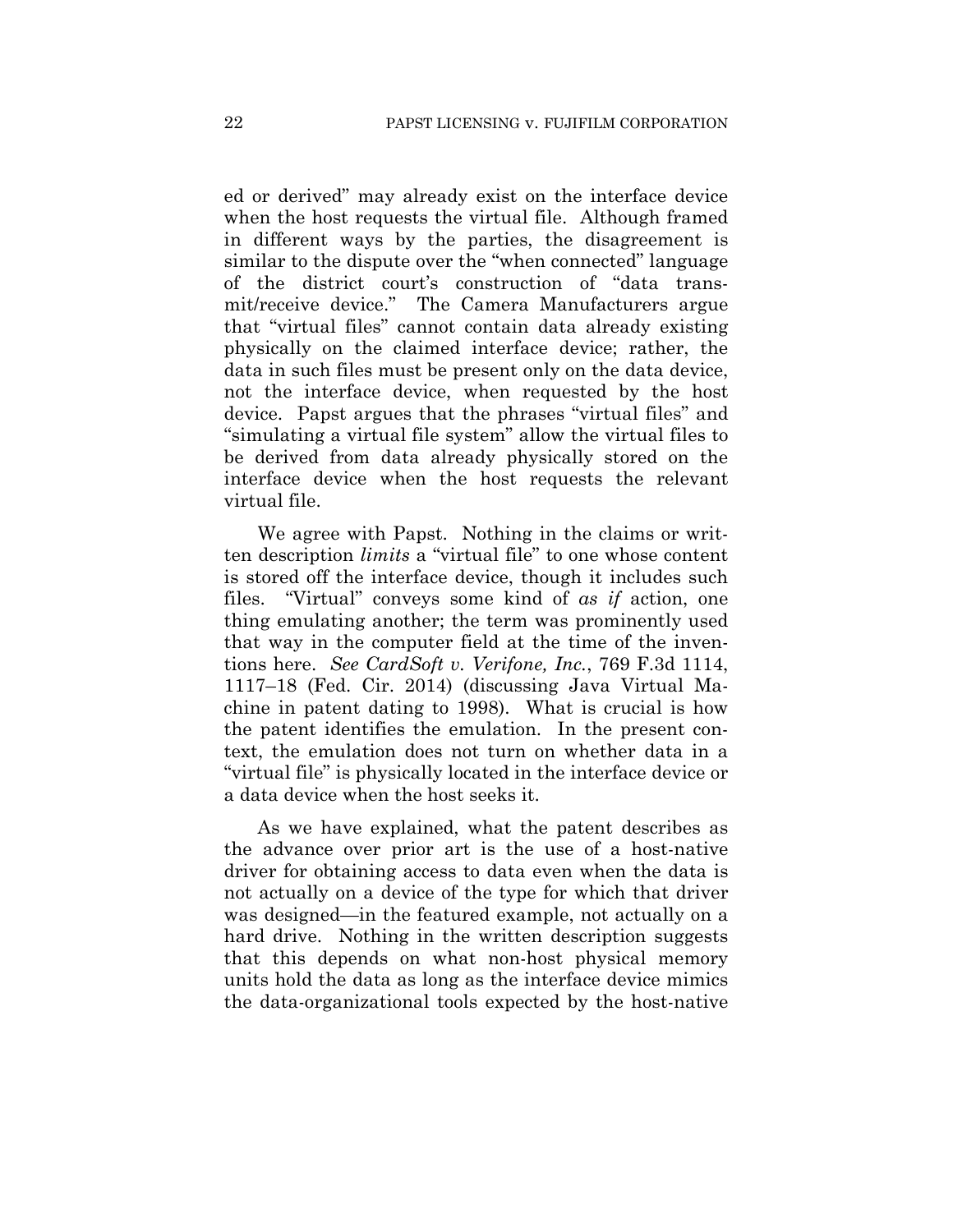ed or derived" may already exist on the interface device when the host requests the virtual file. Although framed in different ways by the parties, the disagreement is similar to the dispute over the "when connected" language of the district court's construction of "data transmit/receive device." The Camera Manufacturers argue that "virtual files" cannot contain data already existing physically on the claimed interface device; rather, the data in such files must be present only on the data device, not the interface device, when requested by the host device. Papst argues that the phrases "virtual files" and "simulating a virtual file system" allow the virtual files to be derived from data already physically stored on the interface device when the host requests the relevant virtual file.

We agree with Papst. Nothing in the claims or written description *limits* a "virtual file" to one whose content is stored off the interface device, though it includes such files. "Virtual" conveys some kind of *as if* action, one thing emulating another; the term was prominently used that way in the computer field at the time of the inventions here. *See CardSoft v. Verifone, Inc.*, 769 F.3d 1114, 1117–18 (Fed. Cir. 2014) (discussing Java Virtual Machine in patent dating to 1998). What is crucial is how the patent identifies the emulation. In the present context, the emulation does not turn on whether data in a "virtual file" is physically located in the interface device or a data device when the host seeks it.

As we have explained, what the patent describes as the advance over prior art is the use of a host-native driver for obtaining access to data even when the data is not actually on a device of the type for which that driver was designed—in the featured example, not actually on a hard drive. Nothing in the written description suggests that this depends on what non-host physical memory units hold the data as long as the interface device mimics the data-organizational tools expected by the host-native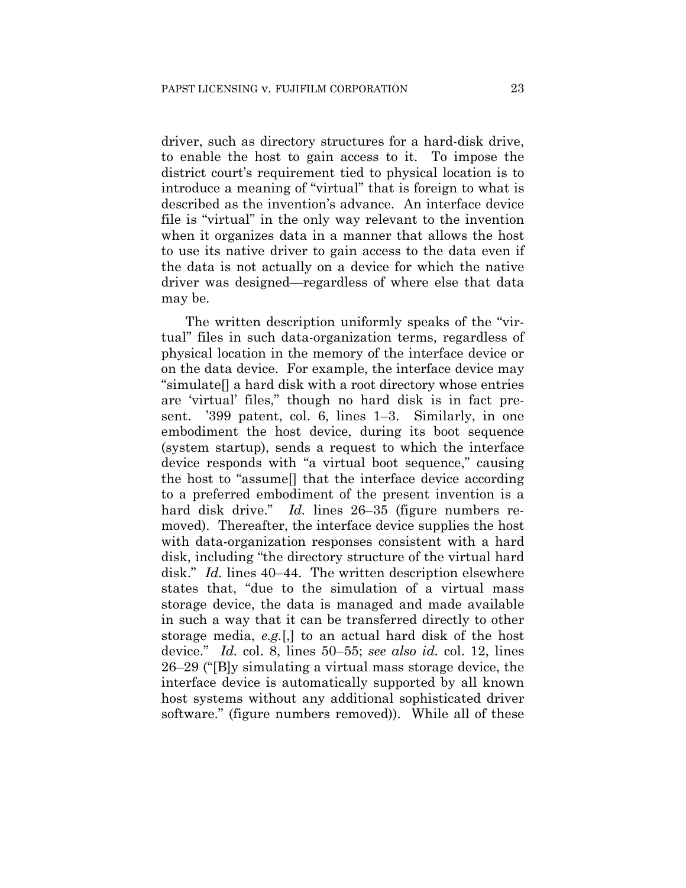driver, such as directory structures for a hard-disk drive, to enable the host to gain access to it. To impose the district court's requirement tied to physical location is to introduce a meaning of "virtual" that is foreign to what is described as the invention's advance. An interface device file is "virtual" in the only way relevant to the invention when it organizes data in a manner that allows the host to use its native driver to gain access to the data even if the data is not actually on a device for which the native driver was designed—regardless of where else that data may be.

The written description uniformly speaks of the "virtual" files in such data-organization terms, regardless of physical location in the memory of the interface device or on the data device. For example, the interface device may "simulate[] a hard disk with a root directory whose entries are 'virtual' files," though no hard disk is in fact present. '399 patent, col. 6, lines 1–3. Similarly, in one embodiment the host device, during its boot sequence (system startup), sends a request to which the interface device responds with "a virtual boot sequence," causing the host to "assume[] that the interface device according to a preferred embodiment of the present invention is a hard disk drive." *Id.* lines 26–35 (figure numbers removed). Thereafter, the interface device supplies the host with data-organization responses consistent with a hard disk, including "the directory structure of the virtual hard disk." *Id.* lines 40–44. The written description elsewhere states that, "due to the simulation of a virtual mass storage device, the data is managed and made available in such a way that it can be transferred directly to other storage media, *e.g.*[,] to an actual hard disk of the host device." *Id.* col. 8, lines 50–55; *see also id.* col. 12, lines 26–29 ("[B]y simulating a virtual mass storage device, the interface device is automatically supported by all known host systems without any additional sophisticated driver software." (figure numbers removed)). While all of these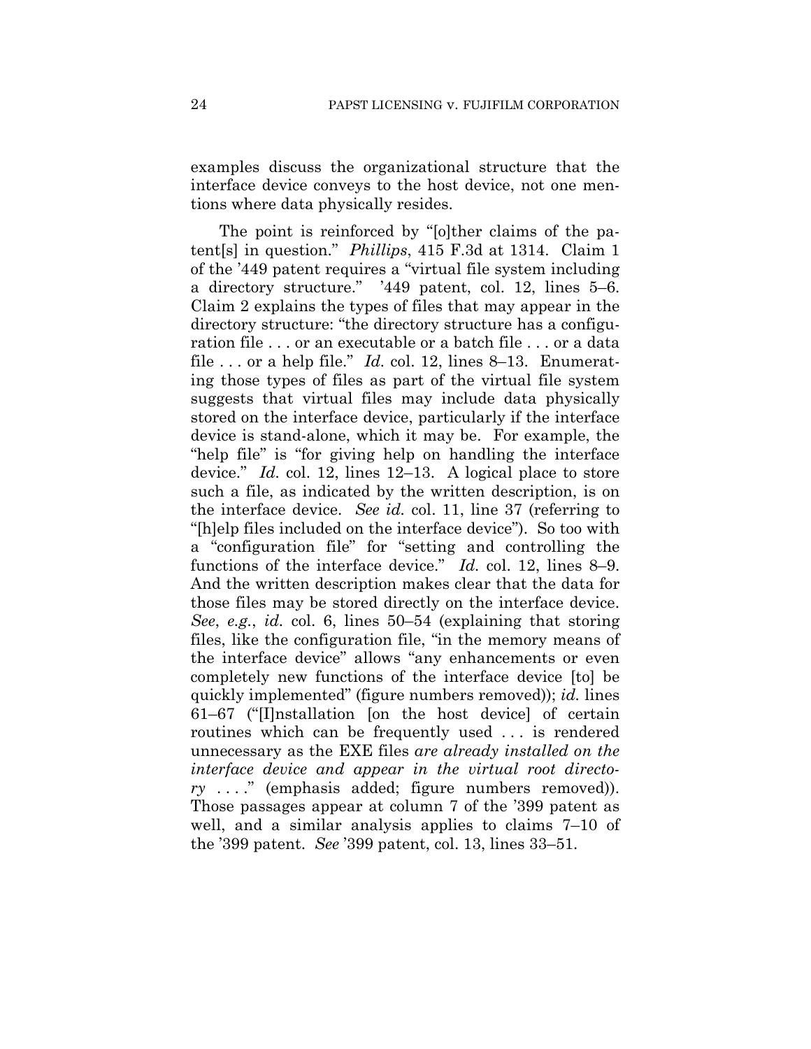examples discuss the organizational structure that the interface device conveys to the host device, not one mentions where data physically resides.

The point is reinforced by "[o]ther claims of the patent[s] in question." *Phillips*, 415 F.3d at 1314. Claim 1 of the '449 patent requires a "virtual file system including a directory structure." '449 patent, col. 12, lines 5–6. Claim 2 explains the types of files that may appear in the directory structure: "the directory structure has a configuration file . . . or an executable or a batch file . . . or a data file . . . or a help file." *Id.* col. 12, lines 8–13. Enumerating those types of files as part of the virtual file system suggests that virtual files may include data physically stored on the interface device, particularly if the interface device is stand-alone, which it may be. For example, the "help file" is "for giving help on handling the interface device." *Id.* col. 12, lines 12–13. A logical place to store such a file, as indicated by the written description, is on the interface device. *See id.* col. 11, line 37 (referring to "[h]elp files included on the interface device"). So too with a "configuration file" for "setting and controlling the functions of the interface device." *Id.* col. 12, lines 8–9. And the written description makes clear that the data for those files may be stored directly on the interface device. *See*, *e.g.*, *id.* col. 6, lines 50–54 (explaining that storing files, like the configuration file, "in the memory means of the interface device" allows "any enhancements or even completely new functions of the interface device [to] be quickly implemented" (figure numbers removed)); *id.* lines 61–67 ("[I]nstallation [on the host device] of certain routines which can be frequently used . . . is rendered unnecessary as the EXE files *are already installed on the interface device and appear in the virtual root directory* . . . ." (emphasis added; figure numbers removed)). Those passages appear at column 7 of the '399 patent as well, and a similar analysis applies to claims 7–10 of the '399 patent. *See* '399 patent, col. 13, lines 33–51.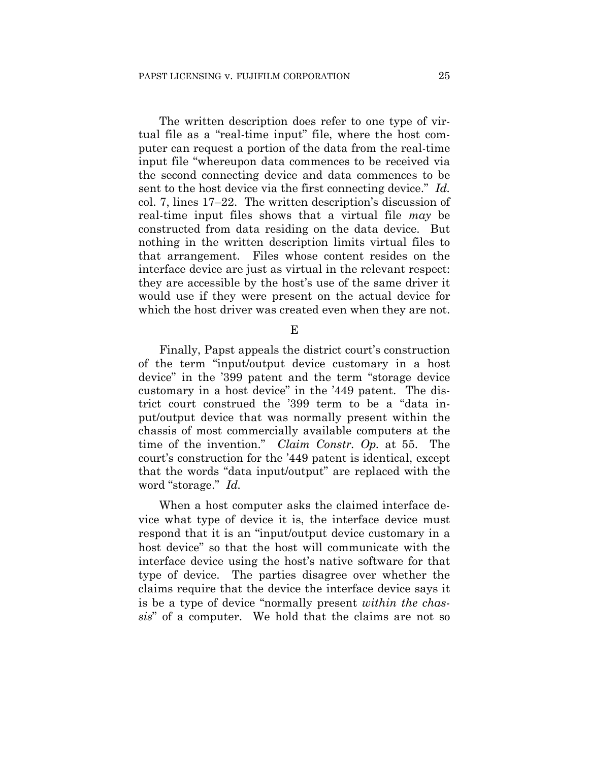The written description does refer to one type of virtual file as a "real-time input" file, where the host computer can request a portion of the data from the real-time input file "whereupon data commences to be received via the second connecting device and data commences to be sent to the host device via the first connecting device." *Id.* col. 7, lines 17–22. The written description's discussion of real-time input files shows that a virtual file *may* be constructed from data residing on the data device. But nothing in the written description limits virtual files to that arrangement. Files whose content resides on the interface device are just as virtual in the relevant respect: they are accessible by the host's use of the same driver it would use if they were present on the actual device for which the host driver was created even when they are not.

E

Finally, Papst appeals the district court's construction of the term "input/output device customary in a host device" in the '399 patent and the term "storage device customary in a host device" in the '449 patent. The district court construed the '399 term to be a "data input/output device that was normally present within the chassis of most commercially available computers at the time of the invention." *Claim Constr. Op.* at 55. The court's construction for the '449 patent is identical, except that the words "data input/output" are replaced with the word "storage." *Id.*

When a host computer asks the claimed interface device what type of device it is, the interface device must respond that it is an "input/output device customary in a host device" so that the host will communicate with the interface device using the host's native software for that type of device. The parties disagree over whether the claims require that the device the interface device says it is be a type of device "normally present *within the chassis*" of a computer. We hold that the claims are not so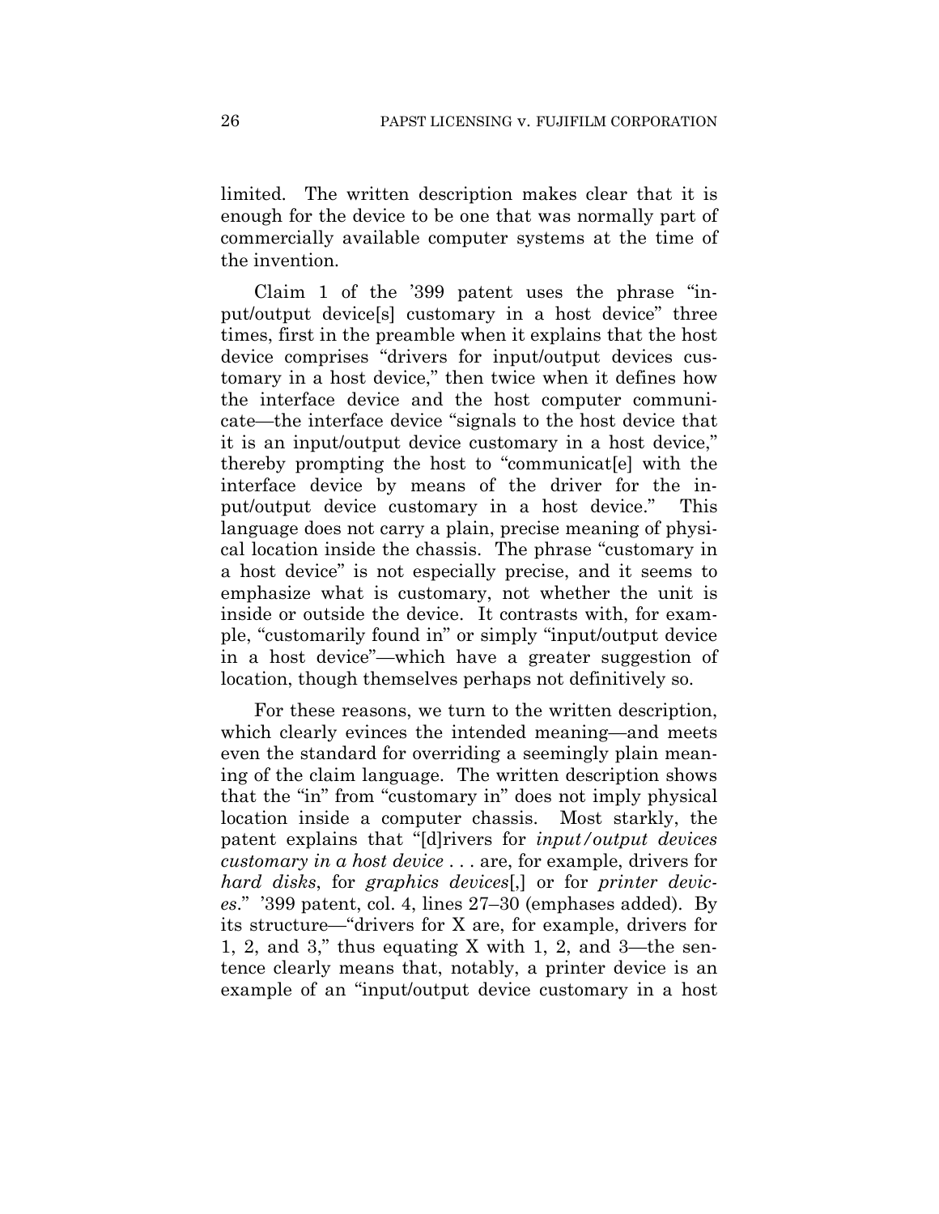limited. The written description makes clear that it is enough for the device to be one that was normally part of commercially available computer systems at the time of the invention.

Claim 1 of the '399 patent uses the phrase "input/output device[s] customary in a host device" three times, first in the preamble when it explains that the host device comprises "drivers for input/output devices customary in a host device," then twice when it defines how the interface device and the host computer communicate—the interface device "signals to the host device that it is an input/output device customary in a host device," thereby prompting the host to "communicat[e] with the interface device by means of the driver for the input/output device customary in a host device." This language does not carry a plain, precise meaning of physical location inside the chassis. The phrase "customary in a host device" is not especially precise, and it seems to emphasize what is customary, not whether the unit is inside or outside the device. It contrasts with, for example, "customarily found in" or simply "input/output device in a host device"—which have a greater suggestion of location, though themselves perhaps not definitively so.

For these reasons, we turn to the written description, which clearly evinces the intended meaning—and meets even the standard for overriding a seemingly plain meaning of the claim language. The written description shows that the "in" from "customary in" does not imply physical location inside a computer chassis. Most starkly, the patent explains that "[d]rivers for *input/output devices customary in a host device* . . . are, for example, drivers for *hard disks*, for *graphics devices*[,] or for *printer devices*." '399 patent, col. 4, lines 27–30 (emphases added). By its structure—"drivers for X are, for example, drivers for 1, 2, and 3," thus equating X with 1, 2, and 3—the sentence clearly means that, notably, a printer device is an example of an "input/output device customary in a host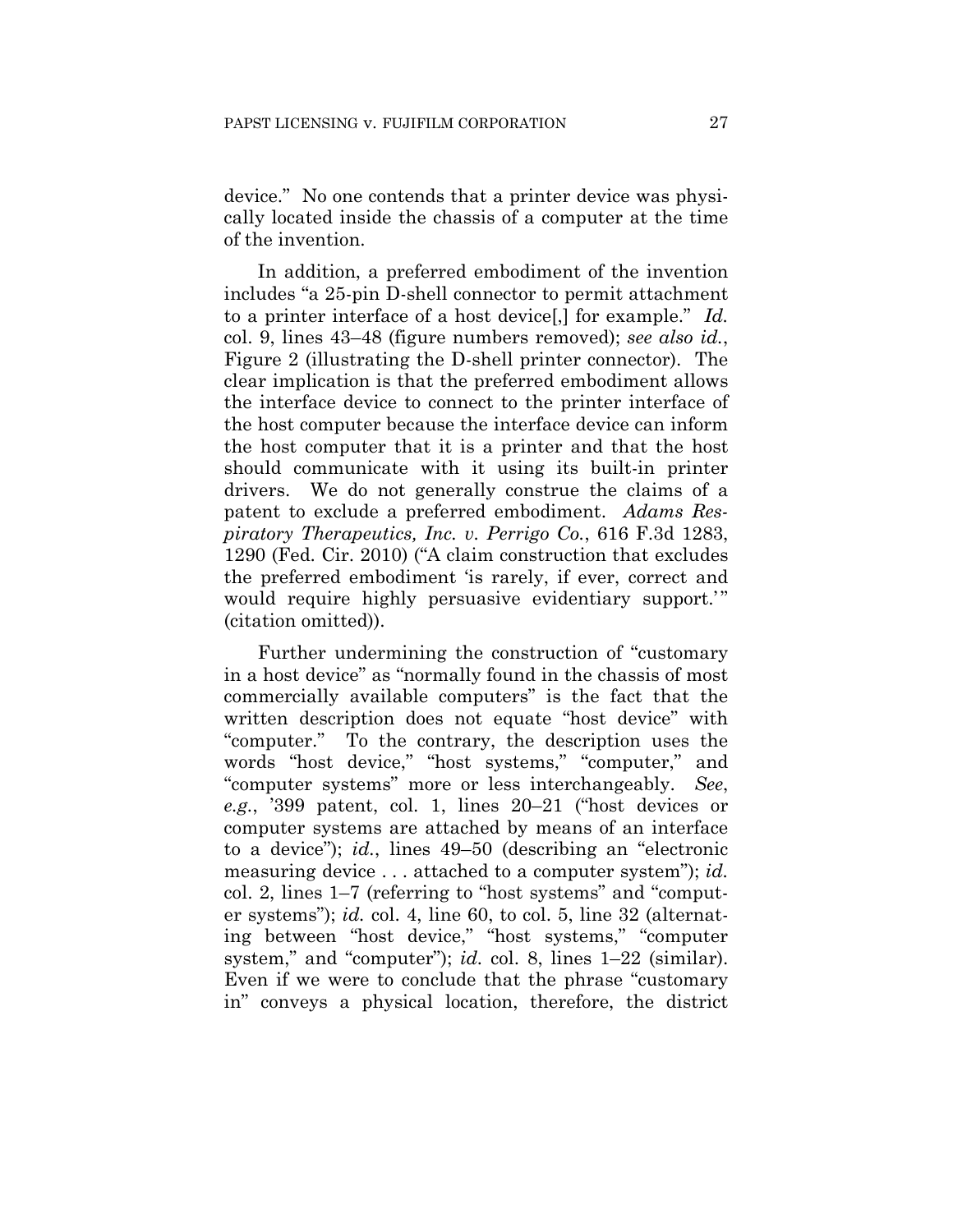device." No one contends that a printer device was physically located inside the chassis of a computer at the time of the invention.

In addition, a preferred embodiment of the invention includes "a 25-pin D-shell connector to permit attachment to a printer interface of a host device[,] for example." *Id.* col. 9, lines 43–48 (figure numbers removed); *see also id.*, Figure 2 (illustrating the D-shell printer connector). The clear implication is that the preferred embodiment allows the interface device to connect to the printer interface of the host computer because the interface device can inform the host computer that it is a printer and that the host should communicate with it using its built-in printer drivers. We do not generally construe the claims of a patent to exclude a preferred embodiment. *Adams Respiratory Therapeutics, Inc. v. Perrigo Co.*, 616 F.3d 1283, 1290 (Fed. Cir. 2010) ("A claim construction that excludes the preferred embodiment 'is rarely, if ever, correct and would require highly persuasive evidentiary support.'" (citation omitted)).

Further undermining the construction of "customary in a host device" as "normally found in the chassis of most commercially available computers" is the fact that the written description does not equate "host device" with "computer." To the contrary, the description uses the words "host device," "host systems," "computer," and "computer systems" more or less interchangeably. *See, e.g.*, '399 patent, col. 1, lines 20–21 ("host devices or computer systems are attached by means of an interface to a device"); *id.*, lines 49–50 (describing an "electronic measuring device . . . attached to a computer system"); *id.* col. 2, lines 1–7 (referring to "host systems" and "computer systems"); *id.* col. 4, line 60, to col. 5, line 32 (alternating between "host device," "host systems," "computer system," and "computer"); *id.* col. 8, lines 1–22 (similar). Even if we were to conclude that the phrase "customary in" conveys a physical location, therefore, the district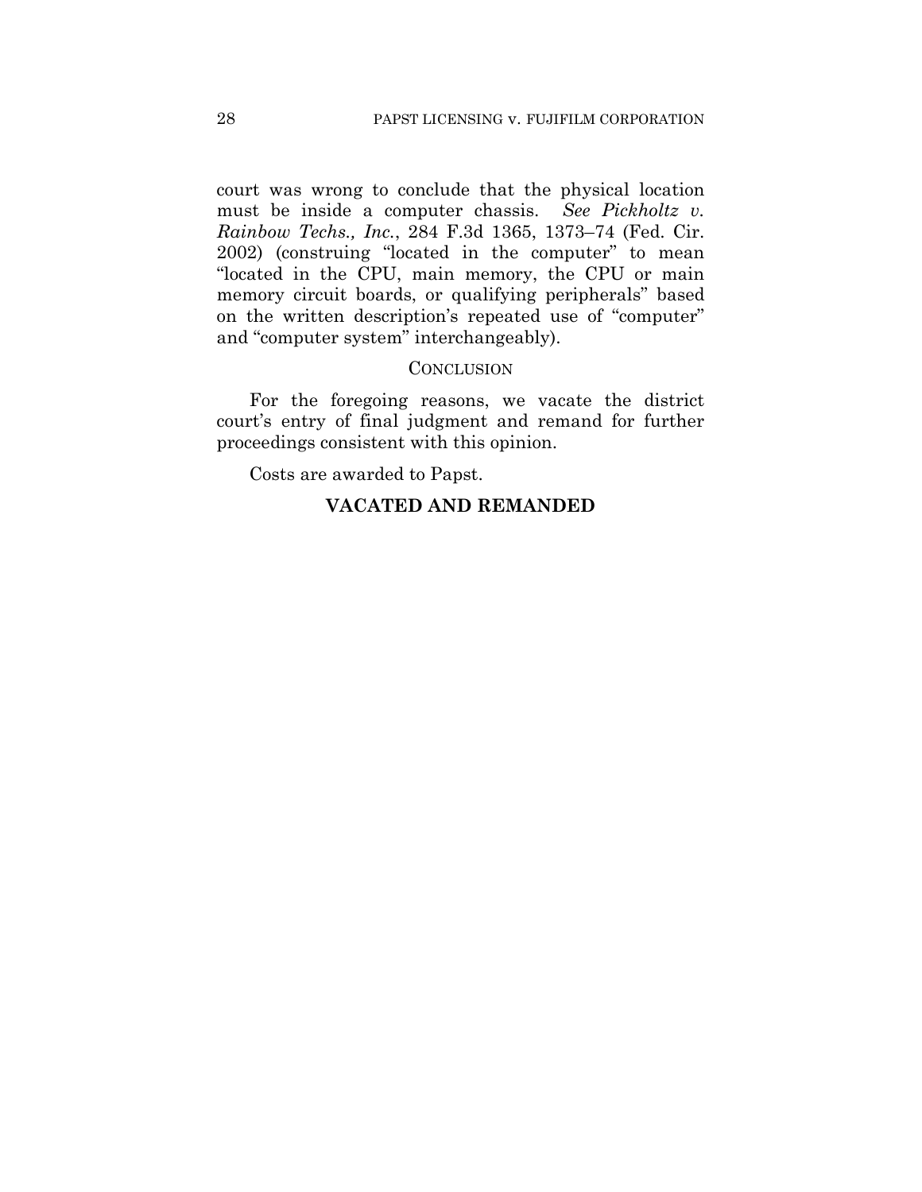court was wrong to conclude that the physical location must be inside a computer chassis. *See Pickholtz v. Rainbow Techs., Inc.*, 284 F.3d 1365, 1373–74 (Fed. Cir. 2002) (construing "located in the computer" to mean "located in the CPU, main memory, the CPU or main memory circuit boards, or qualifying peripherals" based on the written description's repeated use of "computer" and "computer system" interchangeably).

## CONCLUSION

For the foregoing reasons, we vacate the district court's entry of final judgment and remand for further proceedings consistent with this opinion.

Costs are awarded to Papst.

**VACATED AND REMANDED**